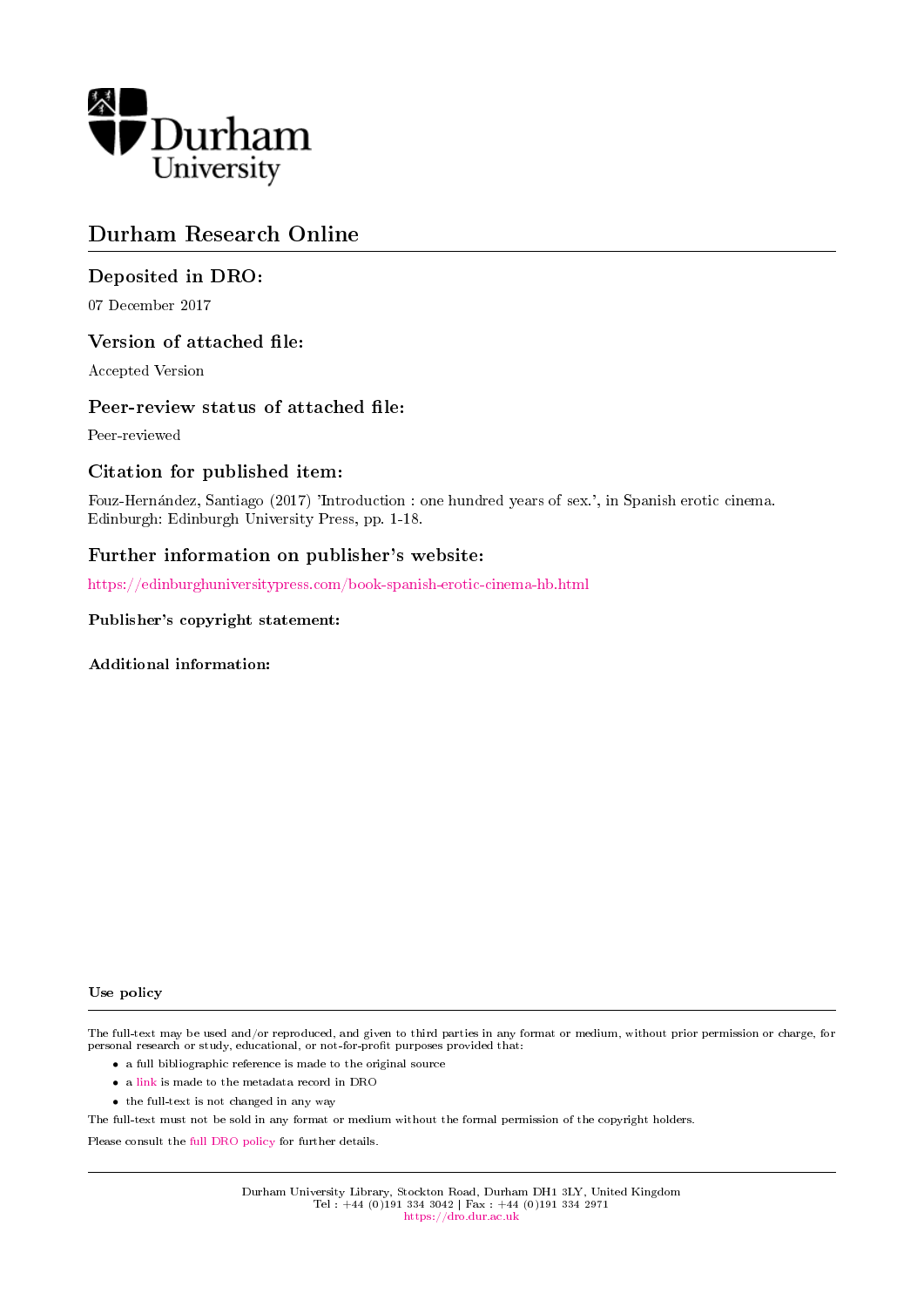Durham University

# Durham Research Online

## Deposited in DRO:

07 December 2017

## Version of attached file:

Accepted Version

## Peer-review status of attached file:

Peer-reviewed

## Citation for published item:

Fouz-Hernández, Santiago (2017) 'Introduction : one hundred years of sex.', in Spanish erotic cinema. Edinburgh: Edinburgh University Press, pp. 1-18.

## Further information on publisher's website:

https://edinburghuniversitypress.com/book-spanish-erotic-cinema-hb.html

**Publisher's copyright statement:**

**Additional information:**

**Use policy**

The full-text may be used and/or reproduced, and given to third parties in any format or medium, without prior permission or charge, for personal research or study, educational, or not-for-profit purposes provided that:

- a full bibliographic reference is made to the original source
- a link is made to the metadata record in DRO
- the full-text is not changed in any way

The full-text must not be sold in any format or medium without the formal permission of the copyright holders.

Please consult the full DRO policy for further details.

Durham University Library, Stockton Road, Durham DH1 3LY, United Kingdom
Tel : +44 (0)191 334 3042 | Fax : +44 (0)191 334 2971
https://dro.dur.ac.uk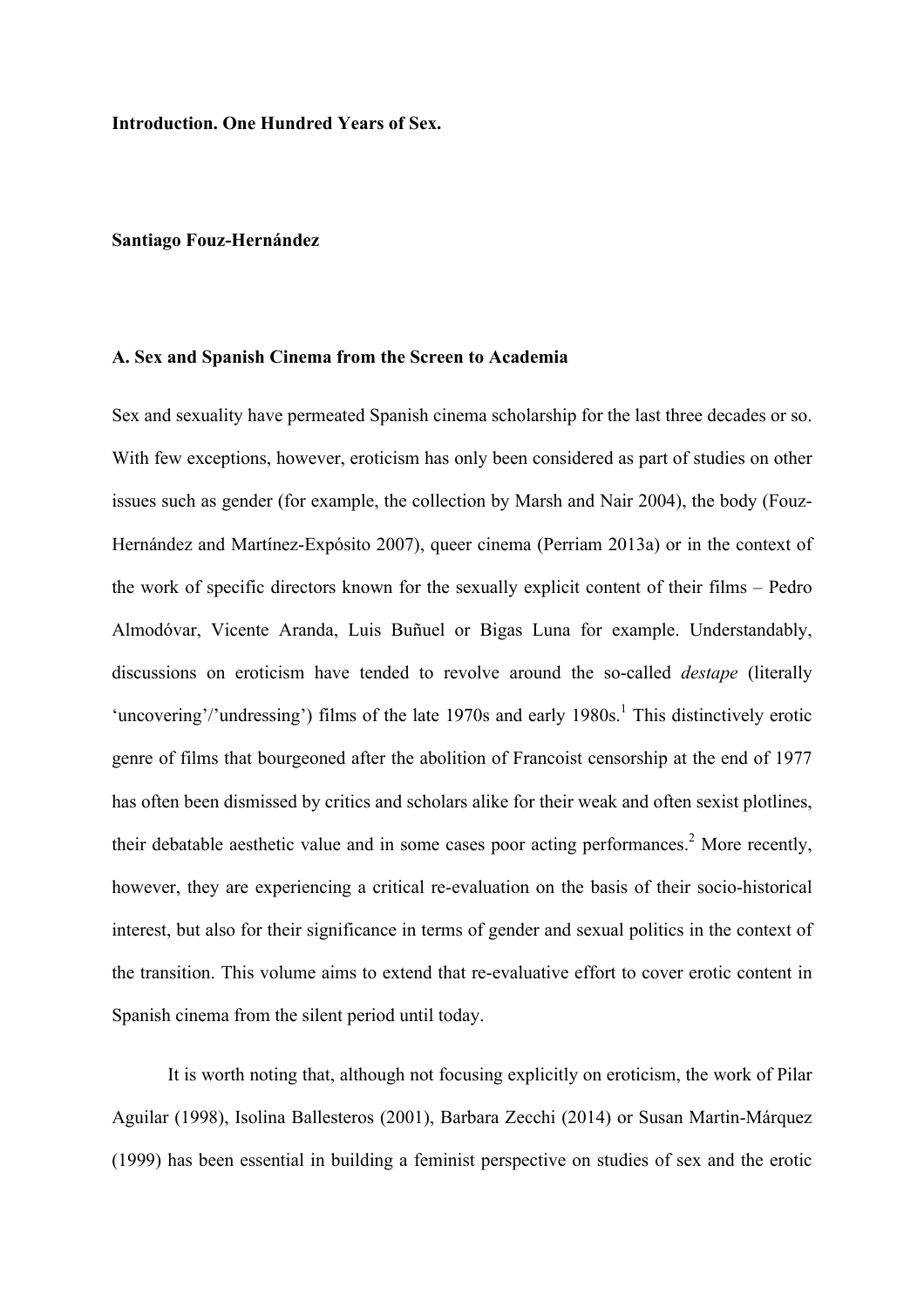**Introduction. One Hundred Years of Sex.**

**Santiago Fouz-Hernández**

## A. Sex and Spanish Cinema from the Screen to Academia

Sex and sexuality have permeated Spanish cinema scholarship for the last three decades or so. With few exceptions, however, eroticism has only been considered as part of studies on other issues such as gender (for example, the collection by Marsh and Nair 2004), the body (Fouz-Hernández and Martínez-Expósito 2007), queer cinema (Perriam 2013a) or in the context of the work of specific directors known for the sexually explicit content of their films – Pedro Almodóvar, Vicente Aranda, Luis Buñuel or Bigas Luna for example. Understandably, discussions on eroticism have tended to revolve around the so-called *destape* (literally 'uncovering'/'undressing') films of the late 1970s and early 1980s.[1] This distinctively erotic genre of films that bourgeoned after the abolition of Francoist censorship at the end of 1977 has often been dismissed by critics and scholars alike for their weak and often sexist plotlines, their debatable aesthetic value and in some cases poor acting performances.[2] More recently, however, they are experiencing a critical re-evaluation on the basis of their socio-historical interest, but also for their significance in terms of gender and sexual politics in the context of the transition. This volume aims to extend that re-evaluative effort to cover erotic content in Spanish cinema from the silent period until today.

It is worth noting that, although not focusing explicitly on eroticism, the work of Pilar Aguilar (1998), Isolina Ballesteros (2001), Barbara Zecchi (2014) or Susan Martin-Márquez (1999) has been essential in building a feminist perspective on studies of sex and the erotic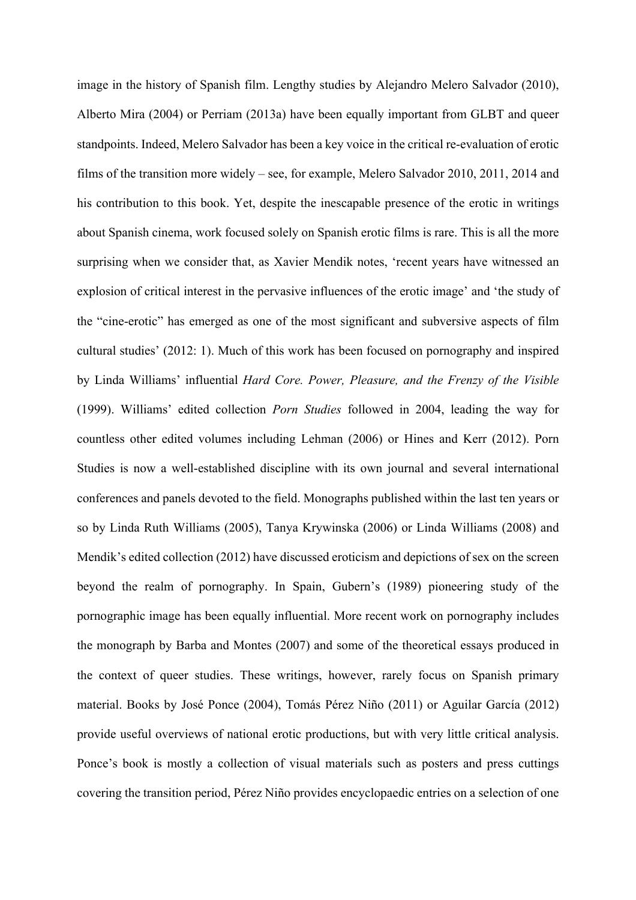image in the history of Spanish film. Lengthy studies by Alejandro Melero Salvador (2010), Alberto Mira (2004) or Perriam (2013a) have been equally important from GLBT and queer standpoints. Indeed, Melero Salvador has been a key voice in the critical re-evaluation of erotic films of the transition more widely – see, for example, Melero Salvador 2010, 2011, 2014 and his contribution to this book. Yet, despite the inescapable presence of the erotic in writings about Spanish cinema, work focused solely on Spanish erotic films is rare. This is all the more surprising when we consider that, as Xavier Mendik notes, 'recent years have witnessed an explosion of critical interest in the pervasive influences of the erotic image' and 'the study of the "cine-erotic" has emerged as one of the most significant and subversive aspects of film cultural studies' (2012: 1). Much of this work has been focused on pornography and inspired by Linda Williams' influential *Hard Core. Power, Pleasure, and the Frenzy of the Visible* (1999). Williams' edited collection *Porn Studies* followed in 2004, leading the way for countless other edited volumes including Lehman (2006) or Hines and Kerr (2012). Porn Studies is now a well-established discipline with its own journal and several international conferences and panels devoted to the field. Monographs published within the last ten years or so by Linda Ruth Williams (2005), Tanya Krywinska (2006) or Linda Williams (2008) and Mendik's edited collection (2012) have discussed eroticism and depictions of sex on the screen beyond the realm of pornography. In Spain, Gubern's (1989) pioneering study of the pornographic image has been equally influential. More recent work on pornography includes the monograph by Barba and Montes (2007) and some of the theoretical essays produced in the context of queer studies. These writings, however, rarely focus on Spanish primary material. Books by José Ponce (2004), Tomás Pérez Niño (2011) or Aguilar García (2012) provide useful overviews of national erotic productions, but with very little critical analysis. Ponce's book is mostly a collection of visual materials such as posters and press cuttings covering the transition period, Pérez Niño provides encyclopaedic entries on a selection of one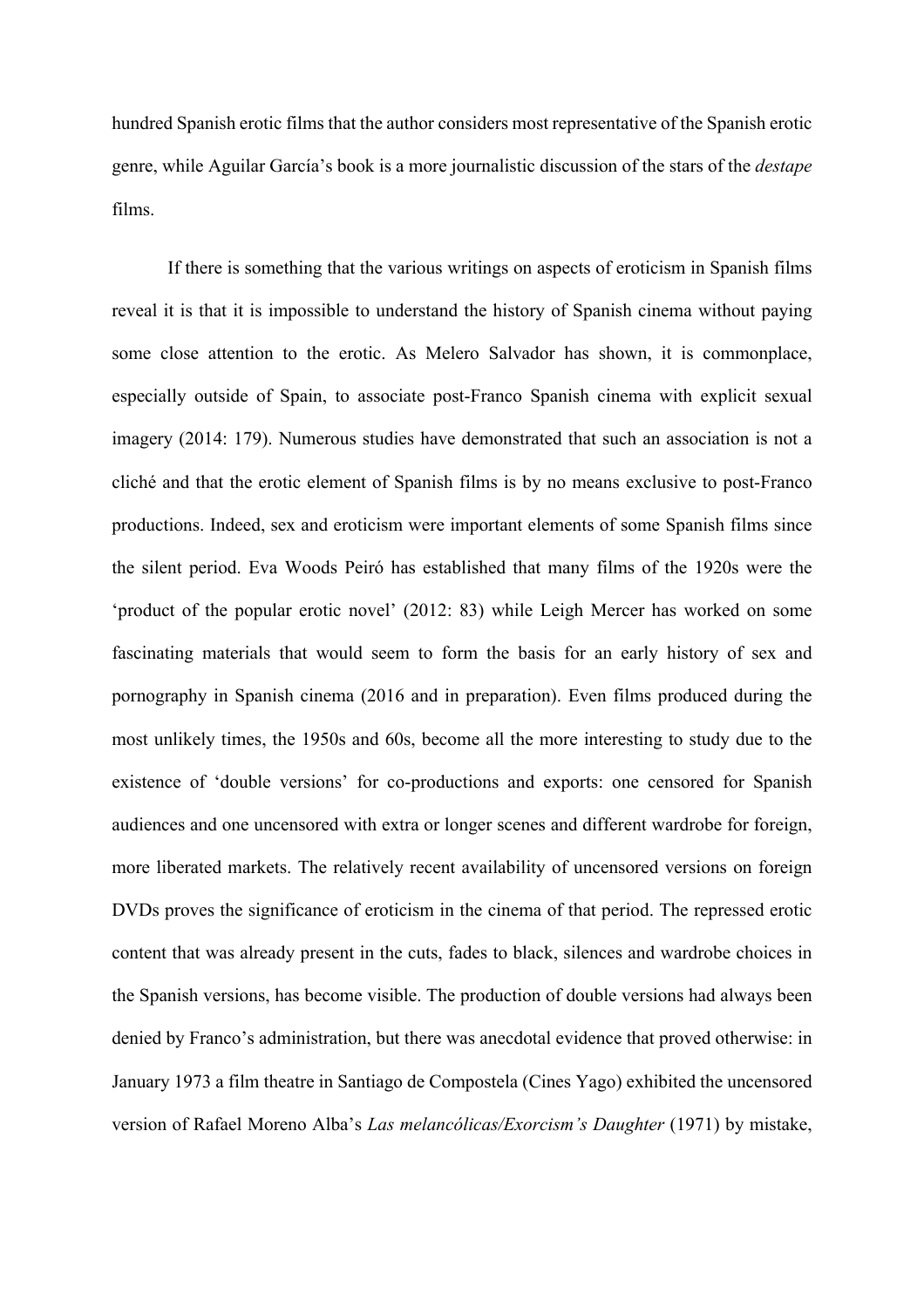hundred Spanish erotic films that the author considers most representative of the Spanish erotic genre, while Aguilar García's book is a more journalistic discussion of the stars of the *destape* films.

If there is something that the various writings on aspects of eroticism in Spanish films reveal it is that it is impossible to understand the history of Spanish cinema without paying some close attention to the erotic. As Melero Salvador has shown, it is commonplace, especially outside of Spain, to associate post-Franco Spanish cinema with explicit sexual imagery (2014: 179). Numerous studies have demonstrated that such an association is not a cliché and that the erotic element of Spanish films is by no means exclusive to post-Franco productions. Indeed, sex and eroticism were important elements of some Spanish films since the silent period. Eva Woods Peiró has established that many films of the 1920s were the 'product of the popular erotic novel' (2012: 83) while Leigh Mercer has worked on some fascinating materials that would seem to form the basis for an early history of sex and pornography in Spanish cinema (2016 and in preparation). Even films produced during the most unlikely times, the 1950s and 60s, become all the more interesting to study due to the existence of 'double versions' for co-productions and exports: one censored for Spanish audiences and one uncensored with extra or longer scenes and different wardrobe for foreign, more liberated markets. The relatively recent availability of uncensored versions on foreign DVDs proves the significance of eroticism in the cinema of that period. The repressed erotic content that was already present in the cuts, fades to black, silences and wardrobe choices in the Spanish versions, has become visible. The production of double versions had always been denied by Franco's administration, but there was anecdotal evidence that proved otherwise: in January 1973 a film theatre in Santiago de Compostela (Cines Yago) exhibited the uncensored version of Rafael Moreno Alba's *Las melancólicas/Exorcism's Daughter* (1971) by mistake,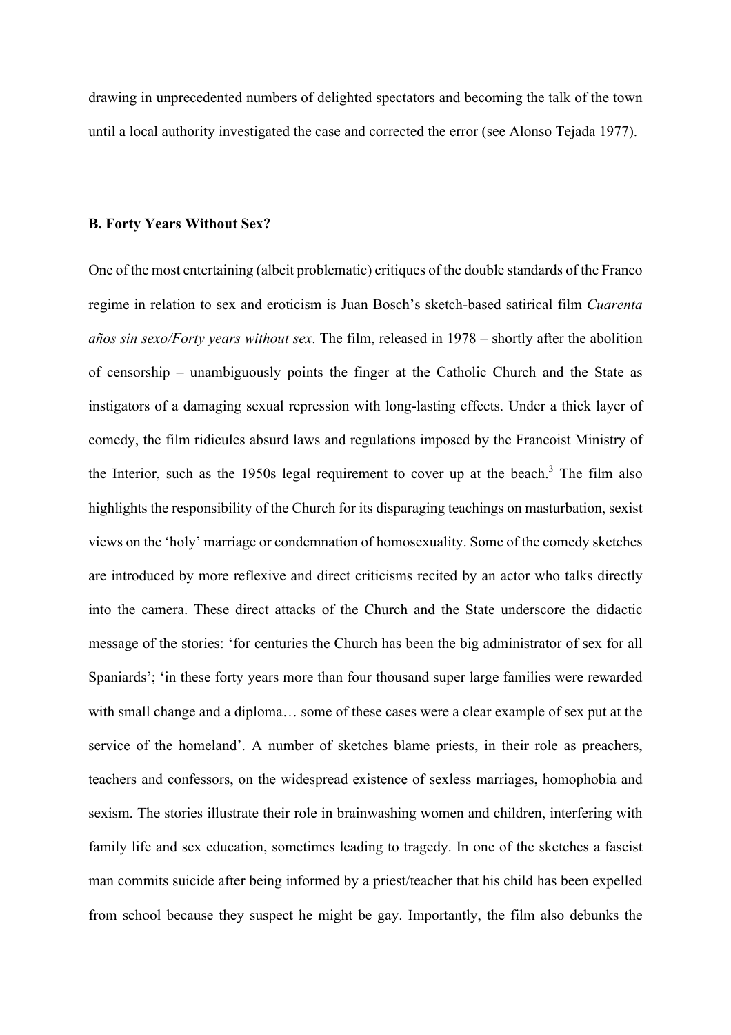drawing in unprecedented numbers of delighted spectators and becoming the talk of the town until a local authority investigated the case and corrected the error (see Alonso Tejada 1977).

### B. Forty Years Without Sex?

One of the most entertaining (albeit problematic) critiques of the double standards of the Franco regime in relation to sex and eroticism is Juan Bosch's sketch-based satirical film *Cuarenta años sin sexo/Forty years without sex*. The film, released in 1978 – shortly after the abolition of censorship – unambiguously points the finger at the Catholic Church and the State as instigators of a damaging sexual repression with long-lasting effects. Under a thick layer of comedy, the film ridicules absurd laws and regulations imposed by the Francoist Ministry of the Interior, such as the 1950s legal requirement to cover up at the beach.[3] The film also highlights the responsibility of the Church for its disparaging teachings on masturbation, sexist views on the 'holy' marriage or condemnation of homosexuality. Some of the comedy sketches are introduced by more reflexive and direct criticisms recited by an actor who talks directly into the camera. These direct attacks of the Church and the State underscore the didactic message of the stories: 'for centuries the Church has been the big administrator of sex for all Spaniards'; 'in these forty years more than four thousand super large families were rewarded with small change and a diploma… some of these cases were a clear example of sex put at the service of the homeland'. A number of sketches blame priests, in their role as preachers, teachers and confessors, on the widespread existence of sexless marriages, homophobia and sexism. The stories illustrate their role in brainwashing women and children, interfering with family life and sex education, sometimes leading to tragedy. In one of the sketches a fascist man commits suicide after being informed by a priest/teacher that his child has been expelled from school because they suspect he might be gay. Importantly, the film also debunks the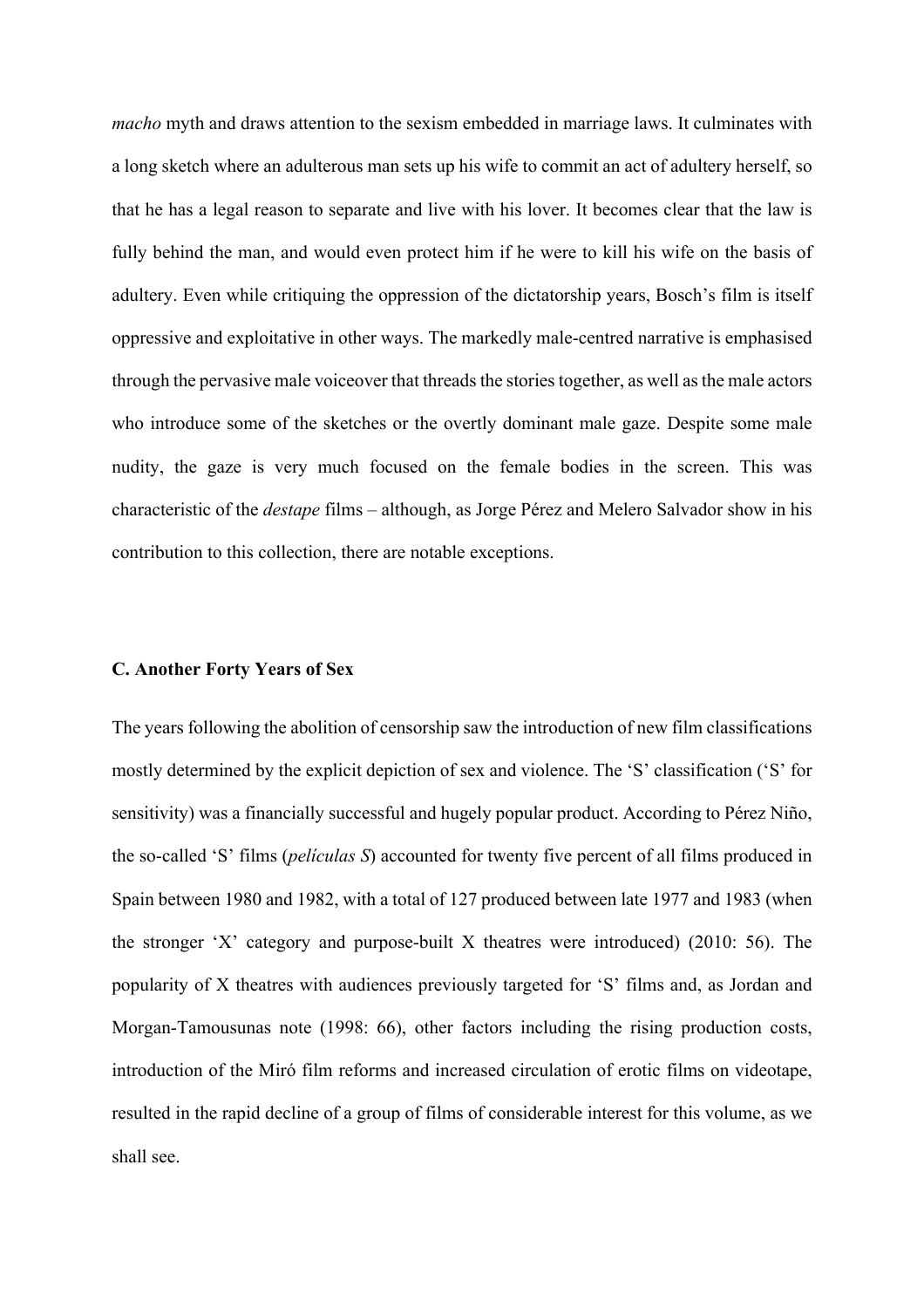*macho* myth and draws attention to the sexism embedded in marriage laws. It culminates with a long sketch where an adulterous man sets up his wife to commit an act of adultery herself, so that he has a legal reason to separate and live with his lover. It becomes clear that the law is fully behind the man, and would even protect him if he were to kill his wife on the basis of adultery. Even while critiquing the oppression of the dictatorship years, Bosch's film is itself oppressive and exploitative in other ways. The markedly male-centred narrative is emphasised through the pervasive male voiceover that threads the stories together, as well as the male actors who introduce some of the sketches or the overtly dominant male gaze. Despite some male nudity, the gaze is very much focused on the female bodies in the screen. This was characteristic of the *destape* films – although, as Jorge Pérez and Melero Salvador show in his contribution to this collection, there are notable exceptions.

### C. Another Forty Years of Sex

The years following the abolition of censorship saw the introduction of new film classifications mostly determined by the explicit depiction of sex and violence. The 'S' classification ('S' for sensitivity) was a financially successful and hugely popular product. According to Pérez Niño, the so-called 'S' films (*películas S*) accounted for twenty five percent of all films produced in Spain between 1980 and 1982, with a total of 127 produced between late 1977 and 1983 (when the stronger 'X' category and purpose-built X theatres were introduced) (2010: 56). The popularity of X theatres with audiences previously targeted for 'S' films and, as Jordan and Morgan-Tamousunas note (1998: 66), other factors including the rising production costs, introduction of the Miró film reforms and increased circulation of erotic films on videotape, resulted in the rapid decline of a group of films of considerable interest for this volume, as we shall see.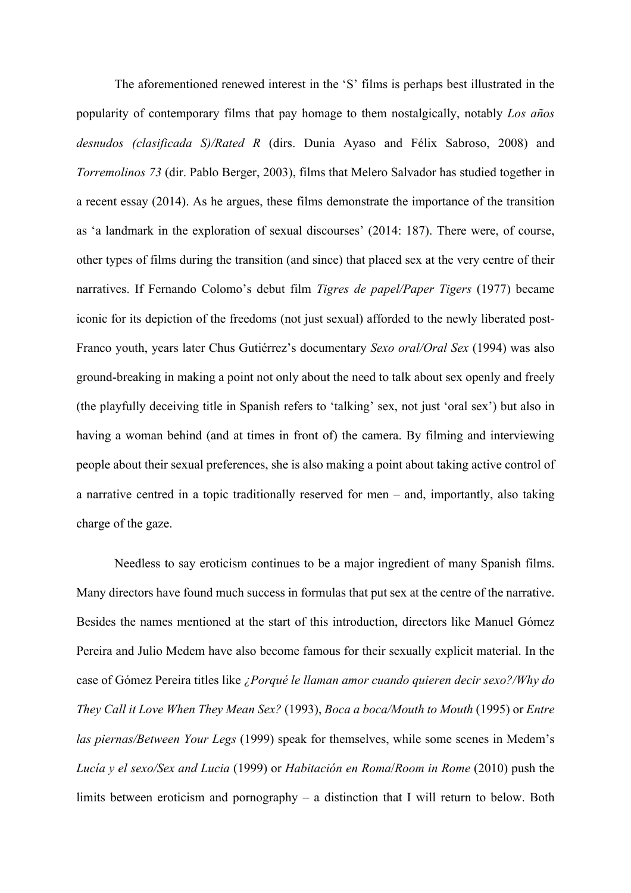The aforementioned renewed interest in the 'S' films is perhaps best illustrated in the popularity of contemporary films that pay homage to them nostalgically, notably *Los años desnudos (clasificada S)/Rated R* (dirs. Dunia Ayaso and Félix Sabroso, 2008) and *Torremolinos 73* (dir. Pablo Berger, 2003), films that Melero Salvador has studied together in a recent essay (2014). As he argues, these films demonstrate the importance of the transition as 'a landmark in the exploration of sexual discourses' (2014: 187). There were, of course, other types of films during the transition (and since) that placed sex at the very centre of their narratives. If Fernando Colomo's debut film *Tigres de papel/Paper Tigers* (1977) became iconic for its depiction of the freedoms (not just sexual) afforded to the newly liberated post-Franco youth, years later Chus Gutiérrez's documentary *Sexo oral/Oral Sex* (1994) was also ground-breaking in making a point not only about the need to talk about sex openly and freely (the playfully deceiving title in Spanish refers to 'talking' sex, not just 'oral sex') but also in having a woman behind (and at times in front of) the camera. By filming and interviewing people about their sexual preferences, she is also making a point about taking active control of a narrative centred in a topic traditionally reserved for men – and, importantly, also taking charge of the gaze.

Needless to say eroticism continues to be a major ingredient of many Spanish films. Many directors have found much success in formulas that put sex at the centre of the narrative. Besides the names mentioned at the start of this introduction, directors like Manuel Gómez Pereira and Julio Medem have also become famous for their sexually explicit material. In the case of Gómez Pereira titles like *¿Porqué le llaman amor cuando quieren decir sexo?/Why do They Call it Love When They Mean Sex?* (1993), *Boca a boca/Mouth to Mouth* (1995) or *Entre las piernas/Between Your Legs* (1999) speak for themselves, while some scenes in Medem's *Lucía y el sexo/Sex and Lucia* (1999) or *Habitación en Roma/Room in Rome* (2010) push the limits between eroticism and pornography – a distinction that I will return to below. Both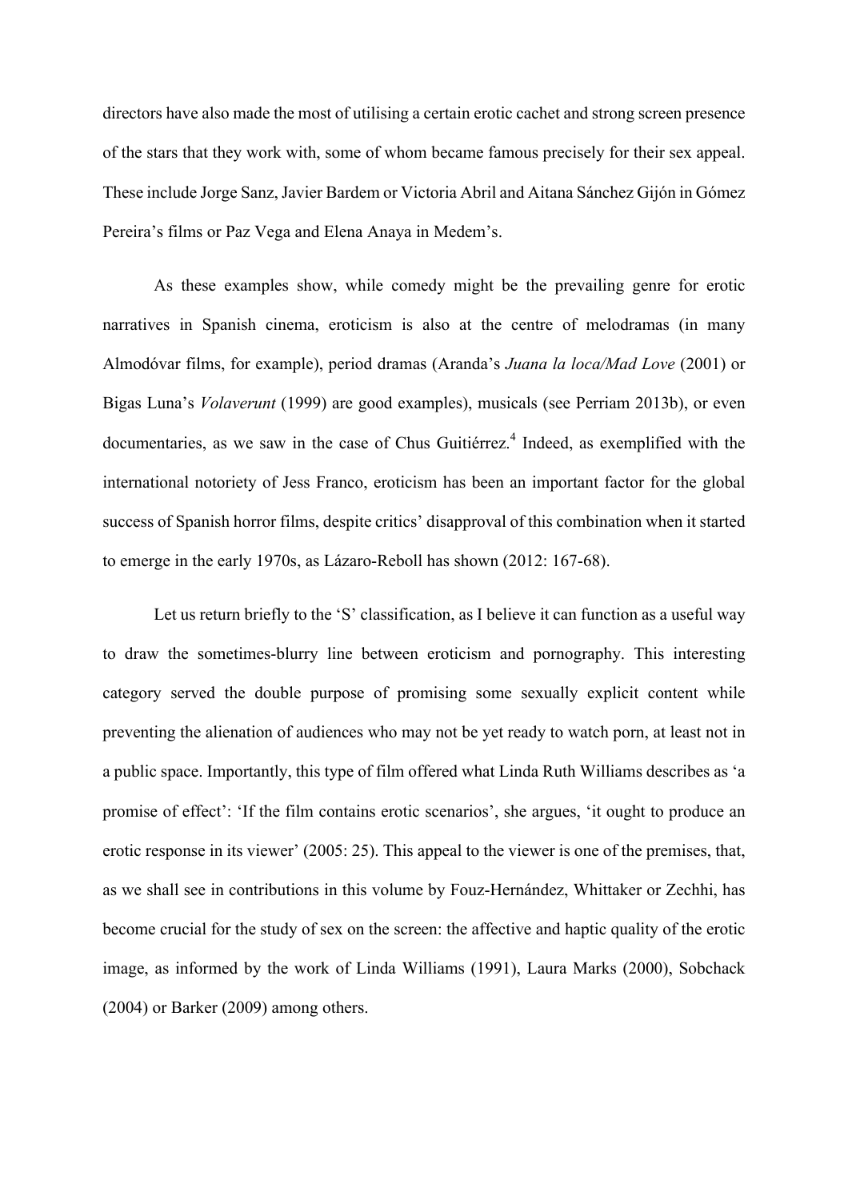directors have also made the most of utilising a certain erotic cachet and strong screen presence of the stars that they work with, some of whom became famous precisely for their sex appeal. These include Jorge Sanz, Javier Bardem or Victoria Abril and Aitana Sánchez Gijón in Gómez Pereira's films or Paz Vega and Elena Anaya in Medem's.

As these examples show, while comedy might be the prevailing genre for erotic narratives in Spanish cinema, eroticism is also at the centre of melodramas (in many Almodóvar films, for example), period dramas (Aranda's *Juana la loca/Mad Love* (2001) or Bigas Luna's *Volaverunt* (1999) are good examples), musicals (see Perriam 2013b), or even documentaries, as we saw in the case of Chus Guitiérrez.[4] Indeed, as exemplified with the international notoriety of Jess Franco, eroticism has been an important factor for the global success of Spanish horror films, despite critics' disapproval of this combination when it started to emerge in the early 1970s, as Lázaro-Reboll has shown (2012: 167-68).

Let us return briefly to the 'S' classification, as I believe it can function as a useful way to draw the sometimes-blurry line between eroticism and pornography. This interesting category served the double purpose of promising some sexually explicit content while preventing the alienation of audiences who may not be yet ready to watch porn, at least not in a public space. Importantly, this type of film offered what Linda Ruth Williams describes as 'a promise of effect': 'If the film contains erotic scenarios', she argues, 'it ought to produce an erotic response in its viewer' (2005: 25). This appeal to the viewer is one of the premises, that, as we shall see in contributions in this volume by Fouz-Hernández, Whittaker or Zechhi, has become crucial for the study of sex on the screen: the affective and haptic quality of the erotic image, as informed by the work of Linda Williams (1991), Laura Marks (2000), Sobchack (2004) or Barker (2009) among others.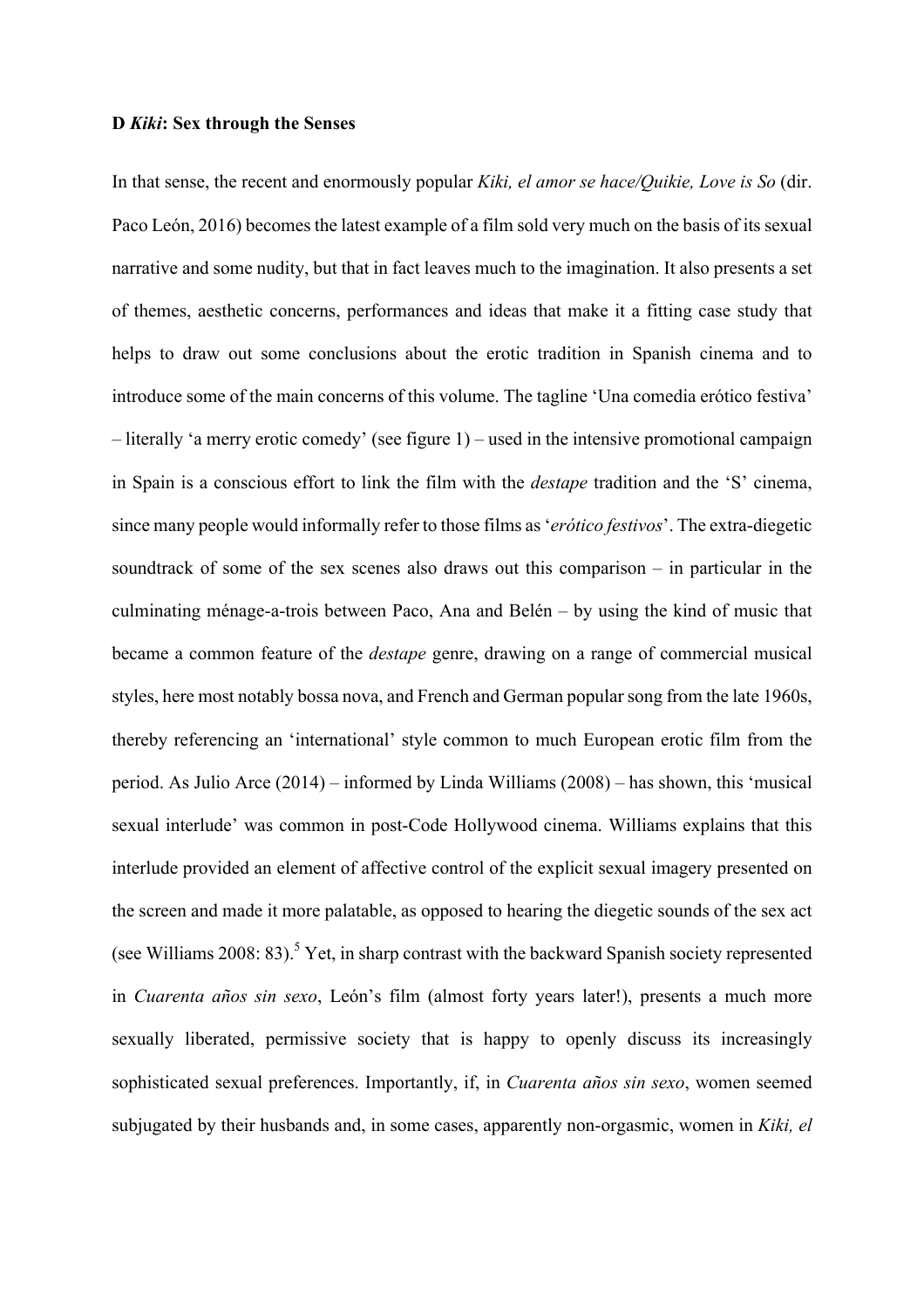**D *Kiki*: Sex through the Senses**

In that sense, the recent and enormously popular *Kiki, el amor se hace/Quikie, Love is So* (dir. Paco León, 2016) becomes the latest example of a film sold very much on the basis of its sexual narrative and some nudity, but that in fact leaves much to the imagination. It also presents a set of themes, aesthetic concerns, performances and ideas that make it a fitting case study that helps to draw out some conclusions about the erotic tradition in Spanish cinema and to introduce some of the main concerns of this volume. The tagline 'Una comedia erótico festiva' – literally 'a merry erotic comedy' (see figure 1) – used in the intensive promotional campaign in Spain is a conscious effort to link the film with the *destape* tradition and the 'S' cinema, since many people would informally refer to those films as '*erótico festivos*'. The extra-diegetic soundtrack of some of the sex scenes also draws out this comparison – in particular in the culminating ménage-a-trois between Paco, Ana and Belén – by using the kind of music that became a common feature of the *destape* genre, drawing on a range of commercial musical styles, here most notably bossa nova, and French and German popular song from the late 1960s, thereby referencing an 'international' style common to much European erotic film from the period. As Julio Arce (2014) – informed by Linda Williams (2008) – has shown, this 'musical sexual interlude' was common in post-Code Hollywood cinema. Williams explains that this interlude provided an element of affective control of the explicit sexual imagery presented on the screen and made it more palatable, as opposed to hearing the diegetic sounds of the sex act (see Williams 2008: 83).[5] Yet, in sharp contrast with the backward Spanish society represented in *Cuarenta años sin sexo*, León's film (almost forty years later!), presents a much more sexually liberated, permissive society that is happy to openly discuss its increasingly sophisticated sexual preferences. Importantly, if, in *Cuarenta años sin sexo*, women seemed subjugated by their husbands and, in some cases, apparently non-orgasmic, women in *Kiki, el*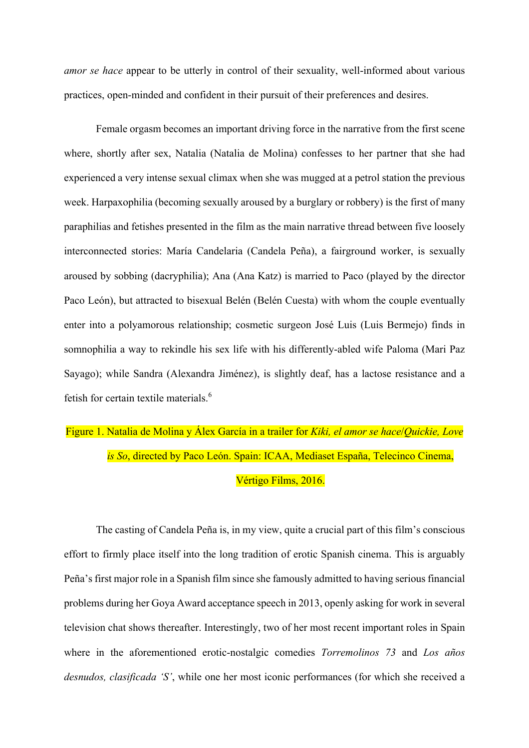*amor se hace* appear to be utterly in control of their sexuality, well-informed about various practices, open-minded and confident in their pursuit of their preferences and desires.

Female orgasm becomes an important driving force in the narrative from the first scene where, shortly after sex, Natalia (Natalia de Molina) confesses to her partner that she had experienced a very intense sexual climax when she was mugged at a petrol station the previous week. Harpaxophilia (becoming sexually aroused by a burglary or robbery) is the first of many paraphilias and fetishes presented in the film as the main narrative thread between five loosely interconnected stories: María Candelaria (Candela Peña), a fairground worker, is sexually aroused by sobbing (dacryphilia); Ana (Ana Katz) is married to Paco (played by the director Paco León), but attracted to bisexual Belén (Belén Cuesta) with whom the couple eventually enter into a polyamorous relationship; cosmetic surgeon José Luis (Luis Bermejo) finds in somnophilia a way to rekindle his sex life with his differently-abled wife Paloma (Mari Paz Sayago); while Sandra (Alexandra Jiménez), is slightly deaf, has a lactose resistance and a fetish for certain textile materials.[6]

Figure 1. Natalia de Molina y Álex García in a trailer for *Kiki, el amor se hace*/*Quickie, Love is So*, directed by Paco León. Spain: ICAA, Mediaset España, Telecinco Cinema, Vértigo Films, 2016.

The casting of Candela Peña is, in my view, quite a crucial part of this film's conscious effort to firmly place itself into the long tradition of erotic Spanish cinema. This is arguably Peña's first major role in a Spanish film since she famously admitted to having serious financial problems during her Goya Award acceptance speech in 2013, openly asking for work in several television chat shows thereafter. Interestingly, two of her most recent important roles in Spain where in the aforementioned erotic-nostalgic comedies *Torremolinos 73* and *Los años desnudos, clasificada 'S'*, while one her most iconic performances (for which she received a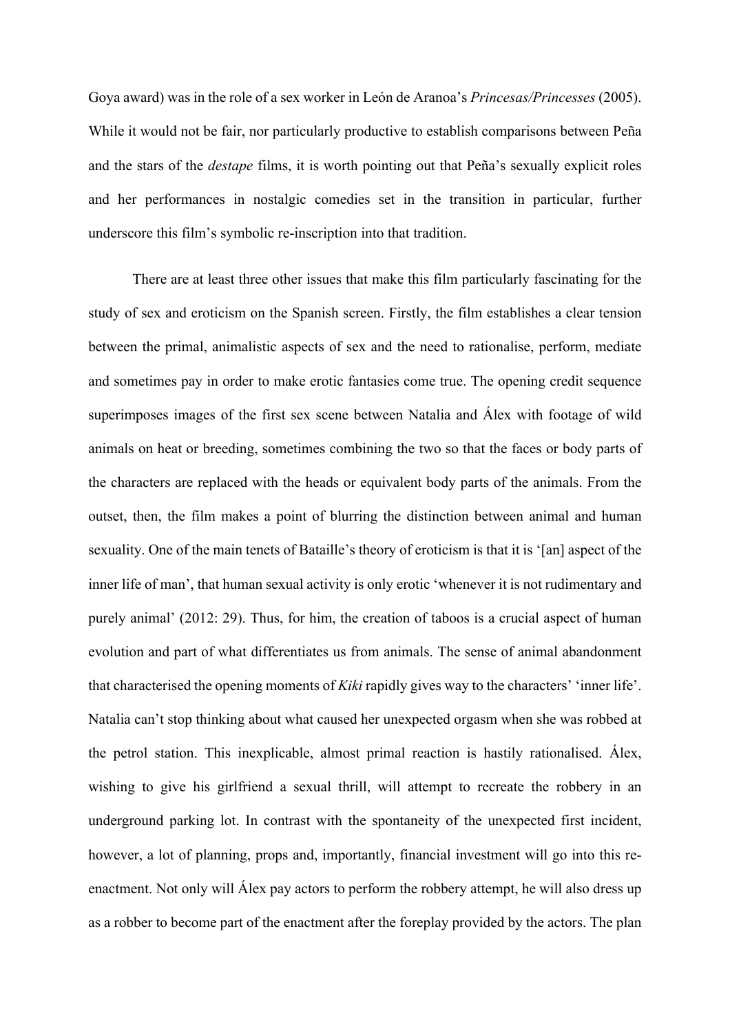Goya award) was in the role of a sex worker in León de Aranoa's *Princesas/Princesses* (2005). While it would not be fair, nor particularly productive to establish comparisons between Peña and the stars of the *destape* films, it is worth pointing out that Peña's sexually explicit roles and her performances in nostalgic comedies set in the transition in particular, further underscore this film's symbolic re-inscription into that tradition.

There are at least three other issues that make this film particularly fascinating for the study of sex and eroticism on the Spanish screen. Firstly, the film establishes a clear tension between the primal, animalistic aspects of sex and the need to rationalise, perform, mediate and sometimes pay in order to make erotic fantasies come true. The opening credit sequence superimposes images of the first sex scene between Natalia and Álex with footage of wild animals on heat or breeding, sometimes combining the two so that the faces or body parts of the characters are replaced with the heads or equivalent body parts of the animals. From the outset, then, the film makes a point of blurring the distinction between animal and human sexuality. One of the main tenets of Bataille's theory of eroticism is that it is '[an] aspect of the inner life of man', that human sexual activity is only erotic 'whenever it is not rudimentary and purely animal' (2012: 29). Thus, for him, the creation of taboos is a crucial aspect of human evolution and part of what differentiates us from animals. The sense of animal abandonment that characterised the opening moments of *Kiki* rapidly gives way to the characters' 'inner life'. Natalia can't stop thinking about what caused her unexpected orgasm when she was robbed at the petrol station. This inexplicable, almost primal reaction is hastily rationalised. Álex, wishing to give his girlfriend a sexual thrill, will attempt to recreate the robbery in an underground parking lot. In contrast with the spontaneity of the unexpected first incident, however, a lot of planning, props and, importantly, financial investment will go into this re-enactment. Not only will Álex pay actors to perform the robbery attempt, he will also dress up as a robber to become part of the enactment after the foreplay provided by the actors. The plan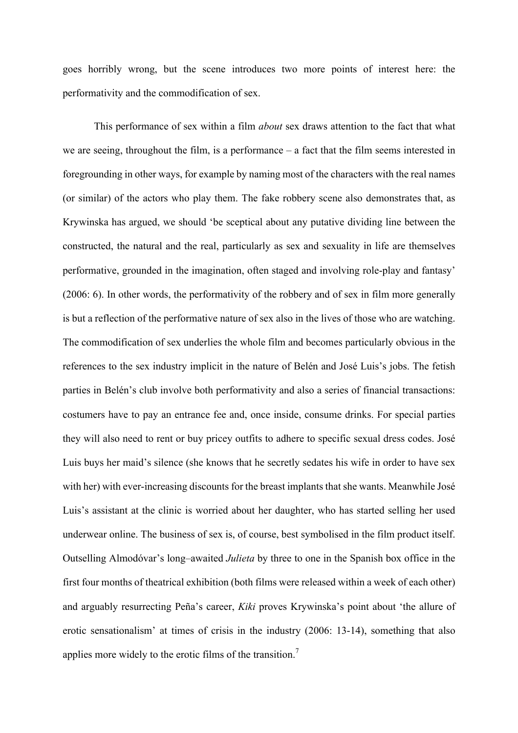goes horribly wrong, but the scene introduces two more points of interest here: the performativity and the commodification of sex.

This performance of sex within a film *about* sex draws attention to the fact that what we are seeing, throughout the film, is a performance – a fact that the film seems interested in foregrounding in other ways, for example by naming most of the characters with the real names (or similar) of the actors who play them. The fake robbery scene also demonstrates that, as Krywinska has argued, we should 'be sceptical about any putative dividing line between the constructed, the natural and the real, particularly as sex and sexuality in life are themselves performative, grounded in the imagination, often staged and involving role-play and fantasy' (2006: 6). In other words, the performativity of the robbery and of sex in film more generally is but a reflection of the performative nature of sex also in the lives of those who are watching. The commodification of sex underlies the whole film and becomes particularly obvious in the references to the sex industry implicit in the nature of Belén and José Luis's jobs. The fetish parties in Belén's club involve both performativity and also a series of financial transactions: costumers have to pay an entrance fee and, once inside, consume drinks. For special parties they will also need to rent or buy pricey outfits to adhere to specific sexual dress codes. José Luis buys her maid's silence (she knows that he secretly sedates his wife in order to have sex with her) with ever-increasing discounts for the breast implants that she wants. Meanwhile José Luis's assistant at the clinic is worried about her daughter, who has started selling her used underwear online. The business of sex is, of course, best symbolised in the film product itself. Outselling Almodóvar's long–awaited *Julieta* by three to one in the Spanish box office in the first four months of theatrical exhibition (both films were released within a week of each other) and arguably resurrecting Peña's career, *Kiki* proves Krywinska's point about 'the allure of erotic sensationalism' at times of crisis in the industry (2006: 13-14), something that also applies more widely to the erotic films of the transition.[7]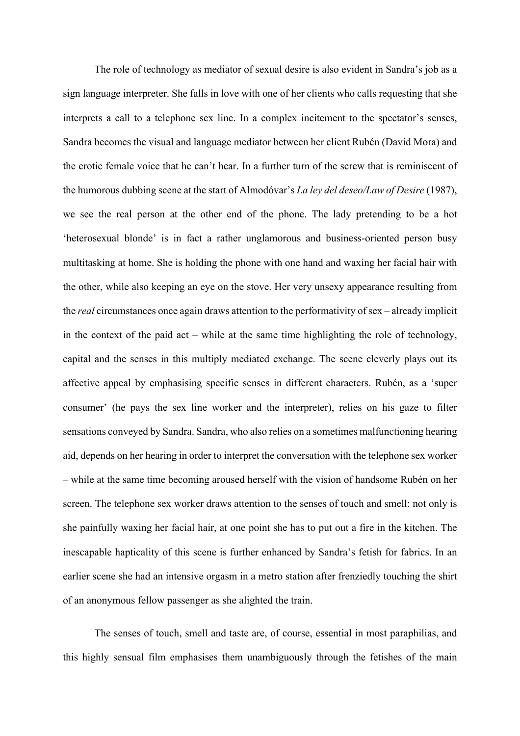The role of technology as mediator of sexual desire is also evident in Sandra's job as a sign language interpreter. She falls in love with one of her clients who calls requesting that she interprets a call to a telephone sex line. In a complex incitement to the spectator's senses, Sandra becomes the visual and language mediator between her client Rubén (David Mora) and the erotic female voice that he can't hear. In a further turn of the screw that is reminiscent of the humorous dubbing scene at the start of Almodóvar's *La ley del deseo/Law of Desire* (1987), we see the real person at the other end of the phone. The lady pretending to be a hot 'heterosexual blonde' is in fact a rather unglamorous and business-oriented person busy multitasking at home. She is holding the phone with one hand and waxing her facial hair with the other, while also keeping an eye on the stove. Her very unsexy appearance resulting from the *real* circumstances once again draws attention to the performativity of sex – already implicit in the context of the paid act – while at the same time highlighting the role of technology, capital and the senses in this multiply mediated exchange. The scene cleverly plays out its affective appeal by emphasising specific senses in different characters. Rubén, as a 'super consumer' (he pays the sex line worker and the interpreter), relies on his gaze to filter sensations conveyed by Sandra. Sandra, who also relies on a sometimes malfunctioning hearing aid, depends on her hearing in order to interpret the conversation with the telephone sex worker – while at the same time becoming aroused herself with the vision of handsome Rubén on her screen. The telephone sex worker draws attention to the senses of touch and smell: not only is she painfully waxing her facial hair, at one point she has to put out a fire in the kitchen. The inescapable hapticality of this scene is further enhanced by Sandra's fetish for fabrics. In an earlier scene she had an intensive orgasm in a metro station after frenziedly touching the shirt of an anonymous fellow passenger as she alighted the train.

The senses of touch, smell and taste are, of course, essential in most paraphilias, and this highly sensual film emphasises them unambiguously through the fetishes of the main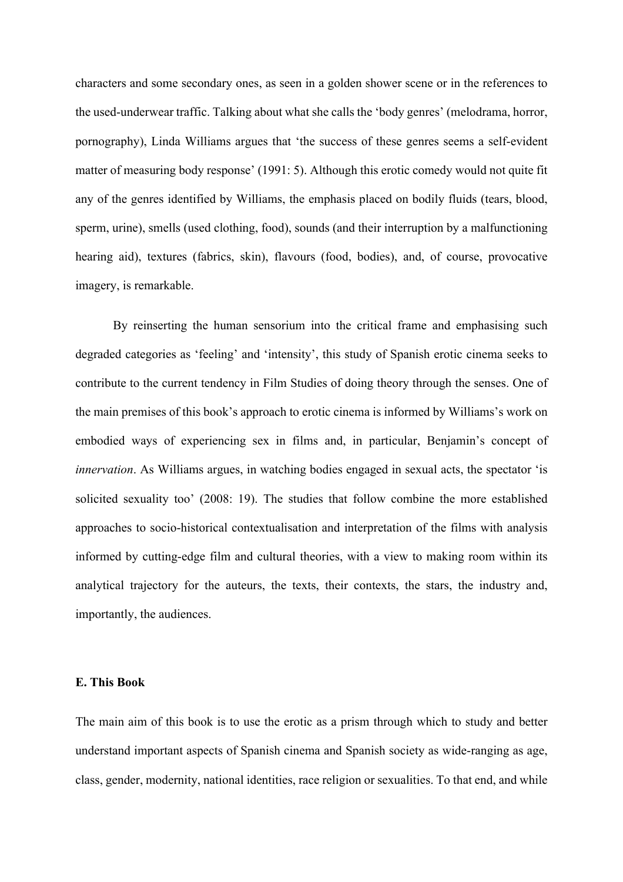characters and some secondary ones, as seen in a golden shower scene or in the references to the used-underwear traffic. Talking about what she calls the 'body genres' (melodrama, horror, pornography), Linda Williams argues that 'the success of these genres seems a self-evident matter of measuring body response' (1991: 5). Although this erotic comedy would not quite fit any of the genres identified by Williams, the emphasis placed on bodily fluids (tears, blood, sperm, urine), smells (used clothing, food), sounds (and their interruption by a malfunctioning hearing aid), textures (fabrics, skin), flavours (food, bodies), and, of course, provocative imagery, is remarkable.

By reinserting the human sensorium into the critical frame and emphasising such degraded categories as 'feeling' and 'intensity', this study of Spanish erotic cinema seeks to contribute to the current tendency in Film Studies of doing theory through the senses. One of the main premises of this book's approach to erotic cinema is informed by Williams's work on embodied ways of experiencing sex in films and, in particular, Benjamin's concept of *innervation*. As Williams argues, in watching bodies engaged in sexual acts, the spectator 'is solicited sexuality too' (2008: 19). The studies that follow combine the more established approaches to socio-historical contextualisation and interpretation of the films with analysis informed by cutting-edge film and cultural theories, with a view to making room within its analytical trajectory for the auteurs, the texts, their contexts, the stars, the industry and, importantly, the audiences.

### E. This Book

The main aim of this book is to use the erotic as a prism through which to study and better understand important aspects of Spanish cinema and Spanish society as wide-ranging as age, class, gender, modernity, national identities, race religion or sexualities. To that end, and while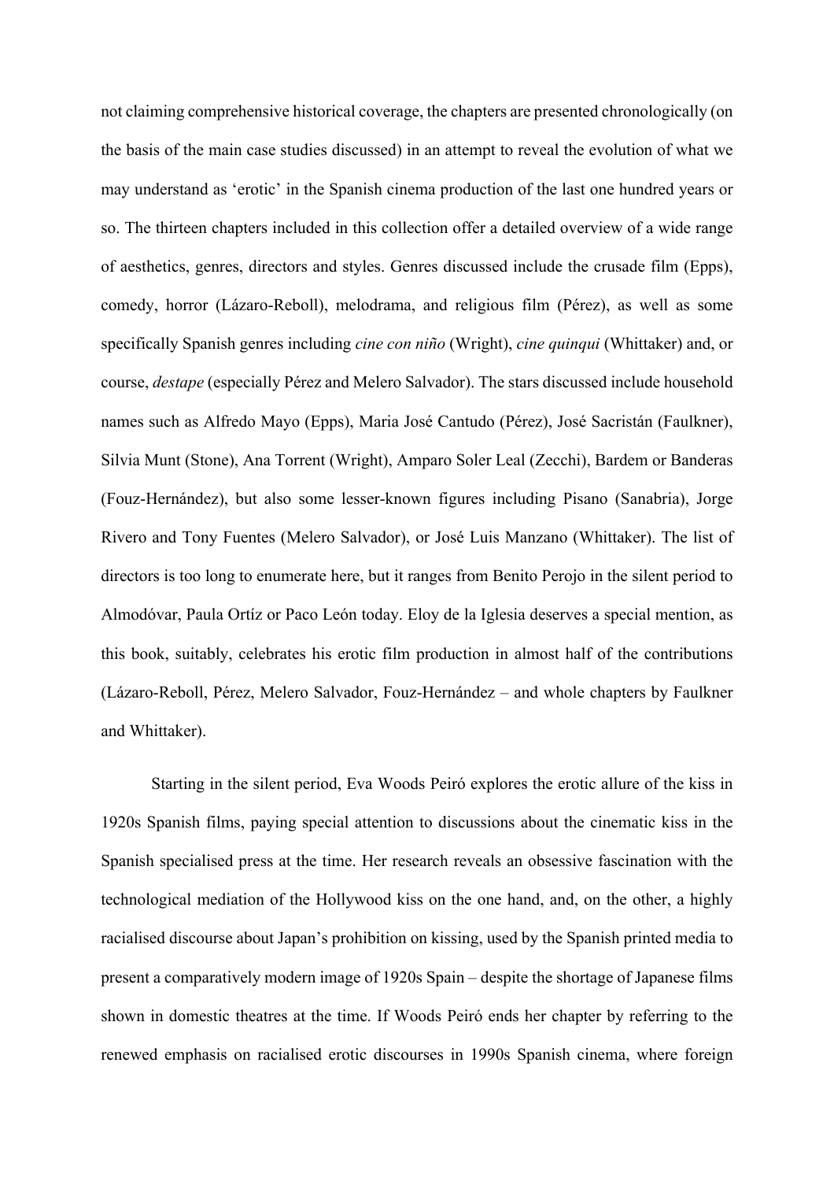not claiming comprehensive historical coverage, the chapters are presented chronologically (on the basis of the main case studies discussed) in an attempt to reveal the evolution of what we may understand as 'erotic' in the Spanish cinema production of the last one hundred years or so. The thirteen chapters included in this collection offer a detailed overview of a wide range of aesthetics, genres, directors and styles. Genres discussed include the crusade film (Epps), comedy, horror (Lázaro-Reboll), melodrama, and religious film (Pérez), as well as some specifically Spanish genres including *cine con niño* (Wright), *cine quinqui* (Whittaker) and, or course, *destape* (especially Pérez and Melero Salvador). The stars discussed include household names such as Alfredo Mayo (Epps), Maria José Cantudo (Pérez), José Sacristán (Faulkner), Silvia Munt (Stone), Ana Torrent (Wright), Amparo Soler Leal (Zecchi), Bardem or Banderas (Fouz-Hernández), but also some lesser-known figures including Pisano (Sanabria), Jorge Rivero and Tony Fuentes (Melero Salvador), or José Luis Manzano (Whittaker). The list of directors is too long to enumerate here, but it ranges from Benito Perojo in the silent period to Almodóvar, Paula Ortíz or Paco León today. Eloy de la Iglesia deserves a special mention, as this book, suitably, celebrates his erotic film production in almost half of the contributions (Lázaro-Reboll, Pérez, Melero Salvador, Fouz-Hernández – and whole chapters by Faulkner and Whittaker).

Starting in the silent period, Eva Woods Peiró explores the erotic allure of the kiss in 1920s Spanish films, paying special attention to discussions about the cinematic kiss in the Spanish specialised press at the time. Her research reveals an obsessive fascination with the technological mediation of the Hollywood kiss on the one hand, and, on the other, a highly racialised discourse about Japan's prohibition on kissing, used by the Spanish printed media to present a comparatively modern image of 1920s Spain – despite the shortage of Japanese films shown in domestic theatres at the time. If Woods Peiró ends her chapter by referring to the renewed emphasis on racialised erotic discourses in 1990s Spanish cinema, where foreign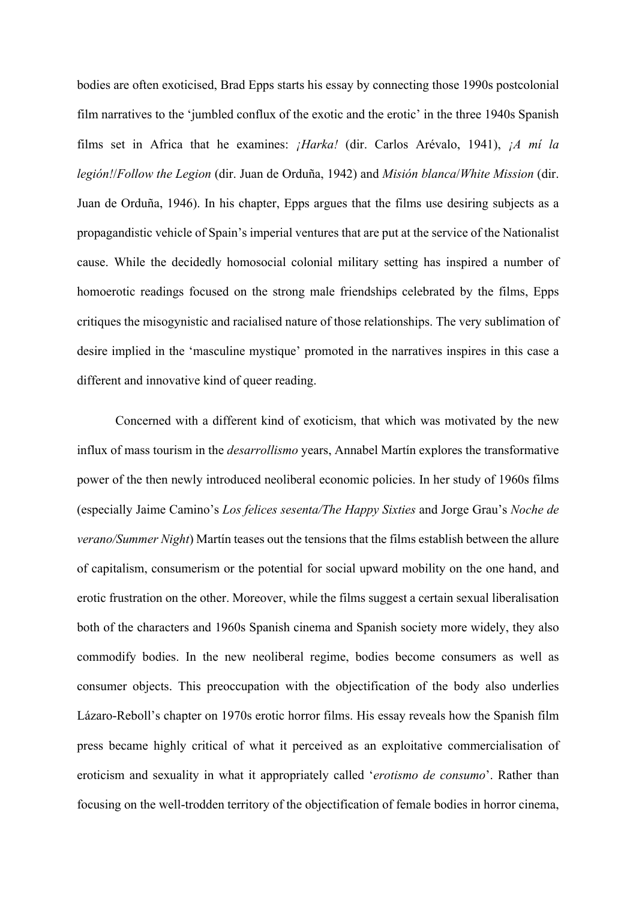bodies are often exoticised, Brad Epps starts his essay by connecting those 1990s postcolonial film narratives to the 'jumbled conflux of the exotic and the erotic' in the three 1940s Spanish films set in Africa that he examines: *¡Harka!* (dir. Carlos Arévalo, 1941), *¡A mí la legión!*/*Follow the Legion* (dir. Juan de Orduña, 1942) and *Misión blanca*/*White Mission* (dir. Juan de Orduña, 1946). In his chapter, Epps argues that the films use desiring subjects as a propagandistic vehicle of Spain's imperial ventures that are put at the service of the Nationalist cause. While the decidedly homosocial colonial military setting has inspired a number of homoerotic readings focused on the strong male friendships celebrated by the films, Epps critiques the misogynistic and racialised nature of those relationships. The very sublimation of desire implied in the 'masculine mystique' promoted in the narratives inspires in this case a different and innovative kind of queer reading.

Concerned with a different kind of exoticism, that which was motivated by the new influx of mass tourism in the *desarrollismo* years, Annabel Martín explores the transformative power of the then newly introduced neoliberal economic policies. In her study of 1960s films (especially Jaime Camino's *Los felices sesenta/The Happy Sixties* and Jorge Grau's *Noche de verano/Summer Night*) Martín teases out the tensions that the films establish between the allure of capitalism, consumerism or the potential for social upward mobility on the one hand, and erotic frustration on the other. Moreover, while the films suggest a certain sexual liberalisation both of the characters and 1960s Spanish cinema and Spanish society more widely, they also commodify bodies. In the new neoliberal regime, bodies become consumers as well as consumer objects. This preoccupation with the objectification of the body also underlies Lázaro-Reboll's chapter on 1970s erotic horror films. His essay reveals how the Spanish film press became highly critical of what it perceived as an exploitative commercialisation of eroticism and sexuality in what it appropriately called '*erotismo de consumo*'. Rather than focusing on the well-trodden territory of the objectification of female bodies in horror cinema,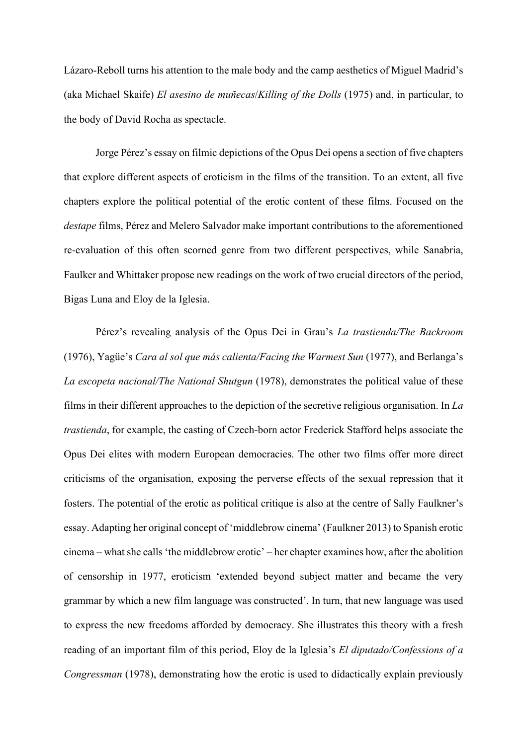Lázaro-Reboll turns his attention to the male body and the camp aesthetics of Miguel Madrid's (aka Michael Skaife) *El asesino de muñecas*/*Killing of the Dolls* (1975) and, in particular, to the body of David Rocha as spectacle.

Jorge Pérez's essay on filmic depictions of the Opus Dei opens a section of five chapters that explore different aspects of eroticism in the films of the transition. To an extent, all five chapters explore the political potential of the erotic content of these films. Focused on the *destape* films, Pérez and Melero Salvador make important contributions to the aforementioned re-evaluation of this often scorned genre from two different perspectives, while Sanabria, Faulker and Whittaker propose new readings on the work of two crucial directors of the period, Bigas Luna and Eloy de la Iglesia.

Pérez's revealing analysis of the Opus Dei in Grau's *La trastienda/The Backroom* (1976), Yagüe's *Cara al sol que más calienta/Facing the Warmest Sun* (1977), and Berlanga's *La escopeta nacional/The National Shutgun* (1978), demonstrates the political value of these films in their different approaches to the depiction of the secretive religious organisation. In *La trastienda*, for example, the casting of Czech-born actor Frederick Stafford helps associate the Opus Dei elites with modern European democracies. The other two films offer more direct criticisms of the organisation, exposing the perverse effects of the sexual repression that it fosters. The potential of the erotic as political critique is also at the centre of Sally Faulkner's essay. Adapting her original concept of 'middlebrow cinema' (Faulkner 2013) to Spanish erotic cinema – what she calls 'the middlebrow erotic' – her chapter examines how, after the abolition of censorship in 1977, eroticism 'extended beyond subject matter and became the very grammar by which a new film language was constructed'. In turn, that new language was used to express the new freedoms afforded by democracy. She illustrates this theory with a fresh reading of an important film of this period, Eloy de la Iglesia's *El diputado/Confessions of a Congressman* (1978), demonstrating how the erotic is used to didactically explain previously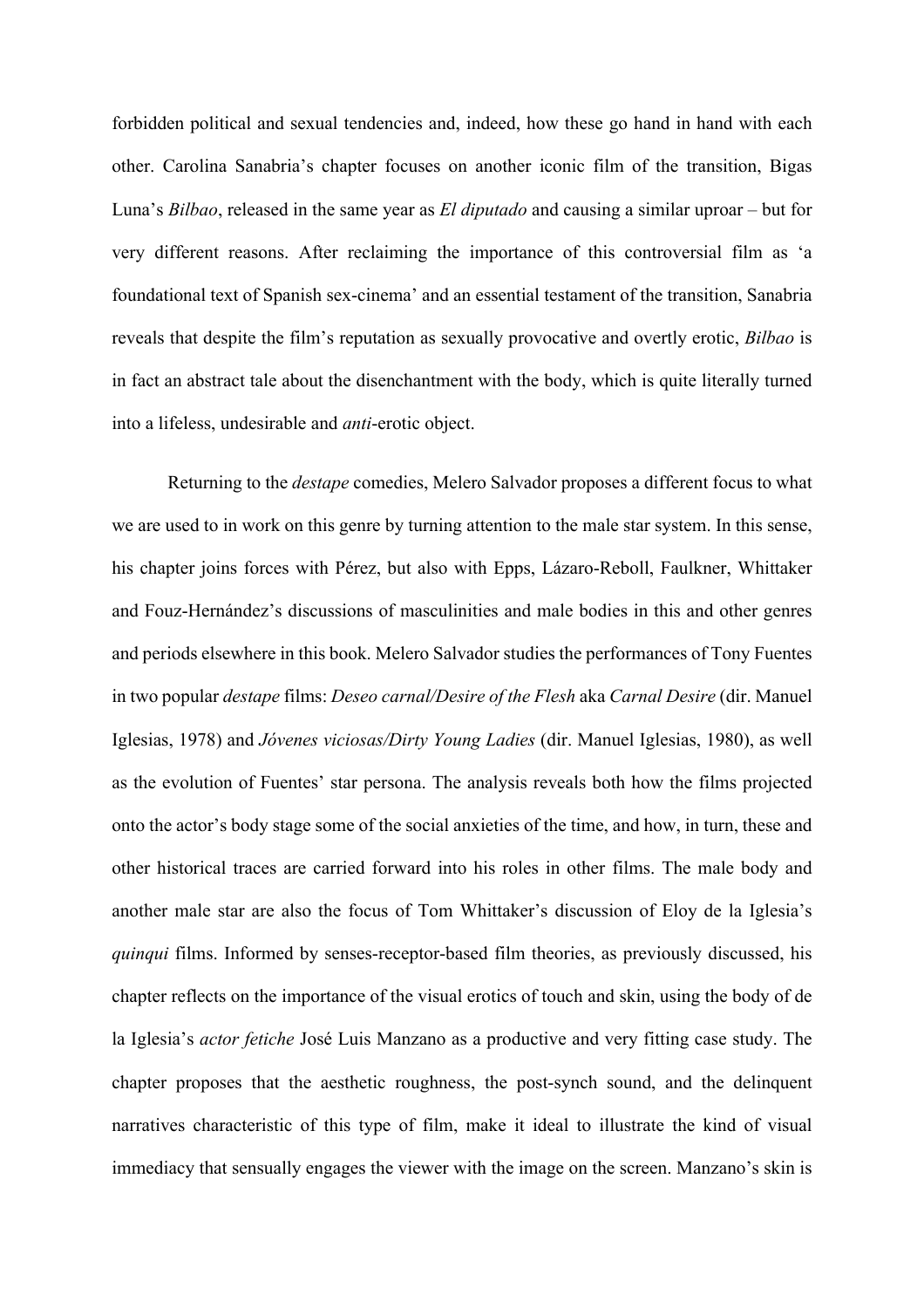forbidden political and sexual tendencies and, indeed, how these go hand in hand with each other. Carolina Sanabria's chapter focuses on another iconic film of the transition, Bigas Luna's *Bilbao*, released in the same year as *El diputado* and causing a similar uproar – but for very different reasons. After reclaiming the importance of this controversial film as 'a foundational text of Spanish sex-cinema' and an essential testament of the transition, Sanabria reveals that despite the film's reputation as sexually provocative and overtly erotic, *Bilbao* is in fact an abstract tale about the disenchantment with the body, which is quite literally turned into a lifeless, undesirable and *anti*-erotic object.

Returning to the *destape* comedies, Melero Salvador proposes a different focus to what we are used to in work on this genre by turning attention to the male star system. In this sense, his chapter joins forces with Pérez, but also with Epps, Lázaro-Reboll, Faulkner, Whittaker and Fouz-Hernández's discussions of masculinities and male bodies in this and other genres and periods elsewhere in this book. Melero Salvador studies the performances of Tony Fuentes in two popular *destape* films: *Deseo carnal/Desire of the Flesh* aka *Carnal Desire* (dir. Manuel Iglesias, 1978) and *Jóvenes viciosas/Dirty Young Ladies* (dir. Manuel Iglesias, 1980), as well as the evolution of Fuentes' star persona. The analysis reveals both how the films projected onto the actor's body stage some of the social anxieties of the time, and how, in turn, these and other historical traces are carried forward into his roles in other films. The male body and another male star are also the focus of Tom Whittaker's discussion of Eloy de la Iglesia's *quinqui* films. Informed by senses-receptor-based film theories, as previously discussed, his chapter reflects on the importance of the visual erotics of touch and skin, using the body of de la Iglesia's *actor fetiche* José Luis Manzano as a productive and very fitting case study. The chapter proposes that the aesthetic roughness, the post-synch sound, and the delinquent narratives characteristic of this type of film, make it ideal to illustrate the kind of visual immediacy that sensually engages the viewer with the image on the screen. Manzano's skin is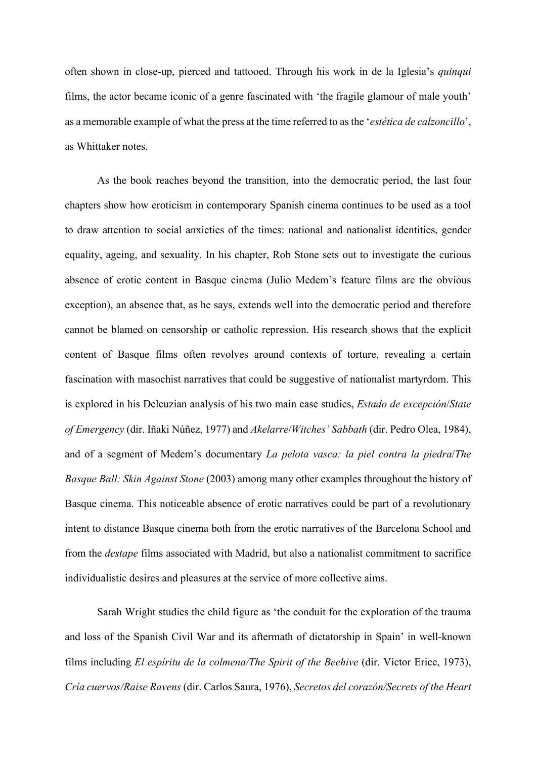often shown in close-up, pierced and tattooed. Through his work in de la Iglesia's *quinqui* films, the actor became iconic of a genre fascinated with 'the fragile glamour of male youth' as a memorable example of what the press at the time referred to as the '*estética de calzoncillo*', as Whittaker notes.

As the book reaches beyond the transition, into the democratic period, the last four chapters show how eroticism in contemporary Spanish cinema continues to be used as a tool to draw attention to social anxieties of the times: national and nationalist identities, gender equality, ageing, and sexuality. In his chapter, Rob Stone sets out to investigate the curious absence of erotic content in Basque cinema (Julio Medem's feature films are the obvious exception), an absence that, as he says, extends well into the democratic period and therefore cannot be blamed on censorship or catholic repression. His research shows that the explicit content of Basque films often revolves around contexts of torture, revealing a certain fascination with masochist narratives that could be suggestive of nationalist martyrdom. This is explored in his Deleuzian analysis of his two main case studies, *Estado de excepción*/*State of Emergency* (dir. Iñaki Núñez, 1977) and *Akelarre*/*Witches' Sabbath* (dir. Pedro Olea, 1984), and of a segment of Medem's documentary *La pelota vasca: la piel contra la piedra*/*The Basque Ball: Skin Against Stone* (2003) among many other examples throughout the history of Basque cinema. This noticeable absence of erotic narratives could be part of a revolutionary intent to distance Basque cinema both from the erotic narratives of the Barcelona School and from the *destape* films associated with Madrid, but also a nationalist commitment to sacrifice individualistic desires and pleasures at the service of more collective aims.

Sarah Wright studies the child figure as 'the conduit for the exploration of the trauma and loss of the Spanish Civil War and its aftermath of dictatorship in Spain' in well-known films including *El espíritu de la colmena/The Spirit of the Beehive* (dir. Víctor Erice, 1973), *Cría cuervos/Raise Ravens* (dir. Carlos Saura, 1976), *Secretos del corazón/Secrets of the Heart*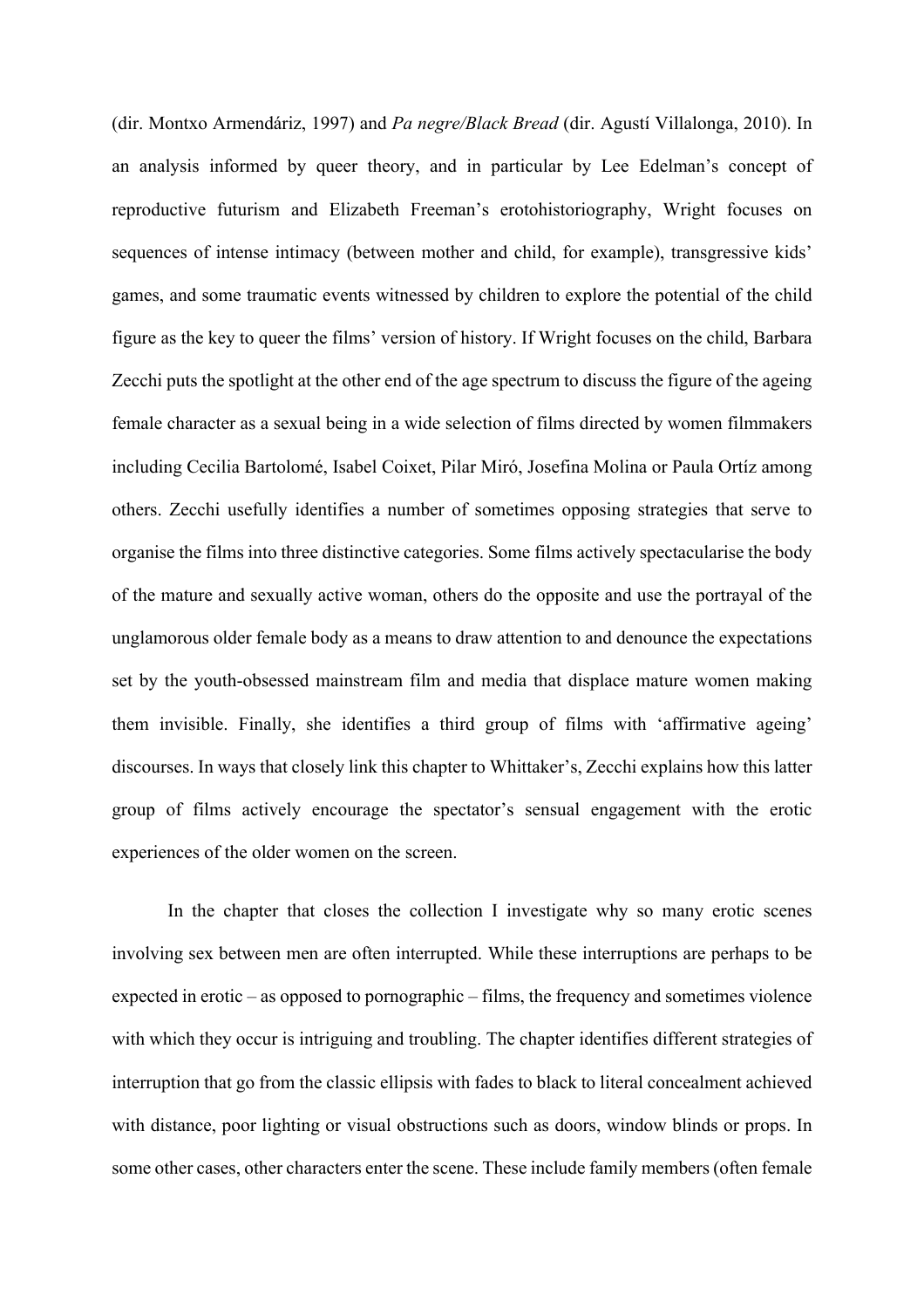(dir. Montxo Armendáriz, 1997) and *Pa negre/Black Bread* (dir. Agustí Villalonga, 2010). In an analysis informed by queer theory, and in particular by Lee Edelman's concept of reproductive futurism and Elizabeth Freeman's erotohistoriography, Wright focuses on sequences of intense intimacy (between mother and child, for example), transgressive kids' games, and some traumatic events witnessed by children to explore the potential of the child figure as the key to queer the films' version of history. If Wright focuses on the child, Barbara Zecchi puts the spotlight at the other end of the age spectrum to discuss the figure of the ageing female character as a sexual being in a wide selection of films directed by women filmmakers including Cecilia Bartolomé, Isabel Coixet, Pilar Miró, Josefina Molina or Paula Ortíz among others. Zecchi usefully identifies a number of sometimes opposing strategies that serve to organise the films into three distinctive categories. Some films actively spectacularise the body of the mature and sexually active woman, others do the opposite and use the portrayal of the unglamorous older female body as a means to draw attention to and denounce the expectations set by the youth-obsessed mainstream film and media that displace mature women making them invisible. Finally, she identifies a third group of films with 'affirmative ageing' discourses. In ways that closely link this chapter to Whittaker's, Zecchi explains how this latter group of films actively encourage the spectator's sensual engagement with the erotic experiences of the older women on the screen.

In the chapter that closes the collection I investigate why so many erotic scenes involving sex between men are often interrupted. While these interruptions are perhaps to be expected in erotic – as opposed to pornographic – films, the frequency and sometimes violence with which they occur is intriguing and troubling. The chapter identifies different strategies of interruption that go from the classic ellipsis with fades to black to literal concealment achieved with distance, poor lighting or visual obstructions such as doors, window blinds or props. In some other cases, other characters enter the scene. These include family members (often female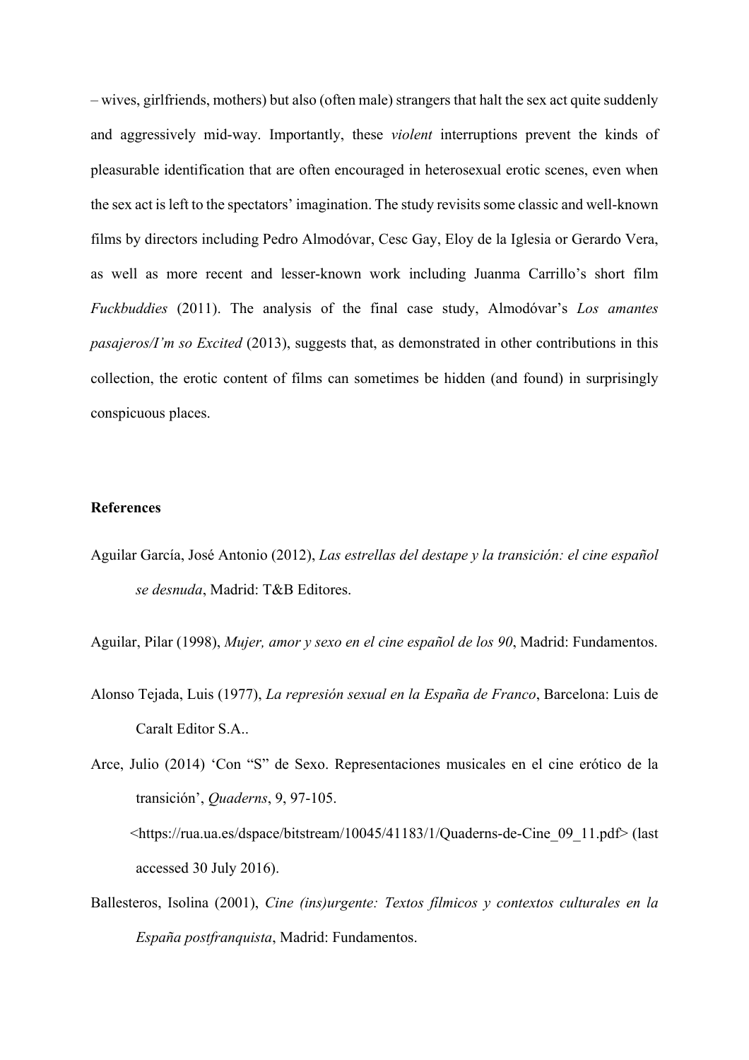– wives, girlfriends, mothers) but also (often male) strangers that halt the sex act quite suddenly and aggressively mid-way. Importantly, these *violent* interruptions prevent the kinds of pleasurable identification that are often encouraged in heterosexual erotic scenes, even when the sex act is left to the spectators' imagination. The study revisits some classic and well-known films by directors including Pedro Almodóvar, Cesc Gay, Eloy de la Iglesia or Gerardo Vera, as well as more recent and lesser-known work including Juanma Carrillo's short film *Fuckbuddies* (2011). The analysis of the final case study, Almodóvar's *Los amantes pasajeros/I'm so Excited* (2013), suggests that, as demonstrated in other contributions in this collection, the erotic content of films can sometimes be hidden (and found) in surprisingly conspicuous places.

**References**

Aguilar García, José Antonio (2012), *Las estrellas del destape y la transición: el cine español se desnuda*, Madrid: T&B Editores.

Aguilar, Pilar (1998), *Mujer, amor y sexo en el cine español de los 90*, Madrid: Fundamentos.

Alonso Tejada, Luis (1977), *La represión sexual en la España de Franco*, Barcelona: Luis de Caralt Editor S.A..

Arce, Julio (2014) 'Con "S" de Sexo. Representaciones musicales en el cine erótico de la transición', *Quaderns*, 9, 97-105. <https://rua.ua.es/dspace/bitstream/10045/41183/1/Quaderns-de-Cine_09_11.pdf> (last accessed 30 July 2016).

Ballesteros, Isolina (2001), *Cine (ins)urgente: Textos fílmicos y contextos culturales en la España postfranquista*, Madrid: Fundamentos.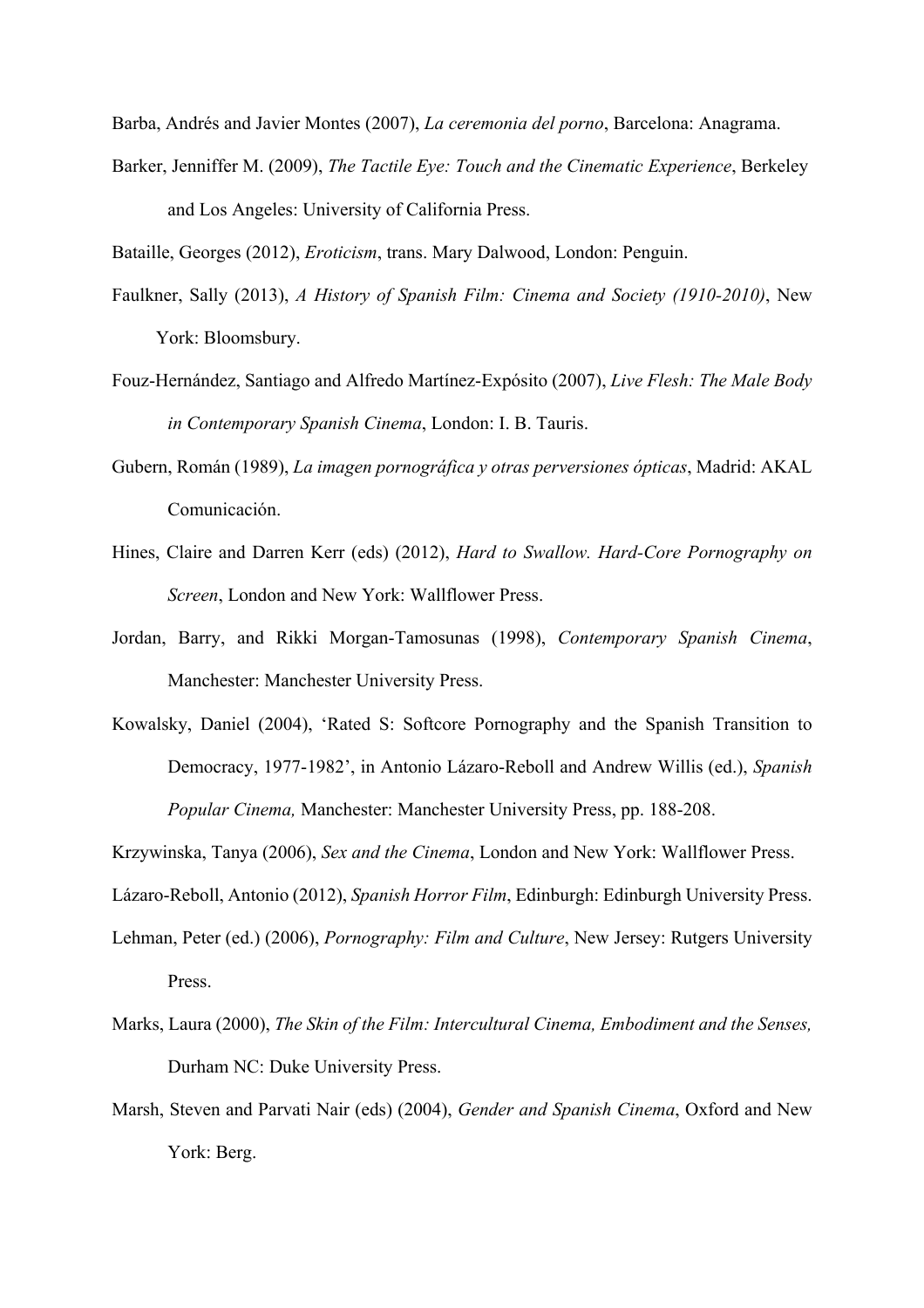Barba, Andrés and Javier Montes (2007), *La ceremonia del porno*, Barcelona: Anagrama.

Barker, Jenniffer M. (2009), *The Tactile Eye: Touch and the Cinematic Experience*, Berkeley and Los Angeles: University of California Press.

Bataille, Georges (2012), *Eroticism*, trans. Mary Dalwood, London: Penguin.

Faulkner, Sally (2013), *A History of Spanish Film: Cinema and Society (1910-2010)*, New York: Bloomsbury.

Fouz-Hernández, Santiago and Alfredo Martínez-Expósito (2007), *Live Flesh: The Male Body in Contemporary Spanish Cinema*, London: I. B. Tauris.

Gubern, Román (1989), *La imagen pornográfica y otras perversiones ópticas*, Madrid: AKAL Comunicación.

Hines, Claire and Darren Kerr (eds) (2012), *Hard to Swallow. Hard-Core Pornography on Screen*, London and New York: Wallflower Press.

Jordan, Barry, and Rikki Morgan-Tamosunas (1998), *Contemporary Spanish Cinema*, Manchester: Manchester University Press.

Kowalsky, Daniel (2004), 'Rated S: Softcore Pornography and the Spanish Transition to Democracy, 1977-1982', in Antonio Lázaro-Reboll and Andrew Willis (ed.), *Spanish Popular Cinema,* Manchester: Manchester University Press, pp. 188-208.

Krzywinska, Tanya (2006), *Sex and the Cinema*, London and New York: Wallflower Press.

Lázaro-Reboll, Antonio (2012), *Spanish Horror Film*, Edinburgh: Edinburgh University Press.

Lehman, Peter (ed.) (2006), *Pornography: Film and Culture*, New Jersey: Rutgers University Press.

Marks, Laura (2000), *The Skin of the Film: Intercultural Cinema, Embodiment and the Senses,* Durham NC: Duke University Press.

Marsh, Steven and Parvati Nair (eds) (2004), *Gender and Spanish Cinema*, Oxford and New York: Berg.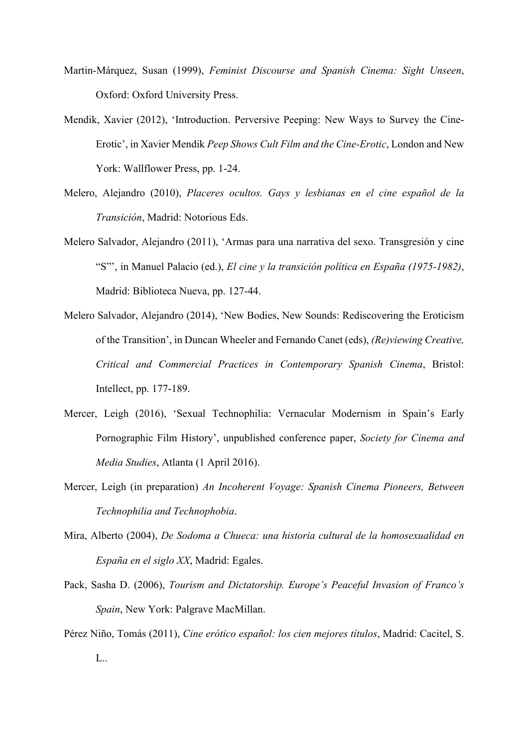Martin-Márquez, Susan (1999), *Feminist Discourse and Spanish Cinema: Sight Unseen*, Oxford: Oxford University Press.

Mendik, Xavier (2012), 'Introduction. Perversive Peeping: New Ways to Survey the Cine-Erotic', in Xavier Mendik *Peep Shows Cult Film and the Cine-Erotic*, London and New York: Wallflower Press, pp. 1-24.

Melero, Alejandro (2010), *Placeres ocultos. Gays y lesbianas en el cine español de la Transición*, Madrid: Notorious Eds.

Melero Salvador, Alejandro (2011), 'Armas para una narrativa del sexo. Transgresión y cine "S"', in Manuel Palacio (ed.), *El cine y la transición política en España (1975-1982)*, Madrid: Biblioteca Nueva, pp. 127-44.

Melero Salvador, Alejandro (2014), 'New Bodies, New Sounds: Rediscovering the Eroticism of the Transition', in Duncan Wheeler and Fernando Canet (eds), *(Re)viewing Creative, Critical and Commercial Practices in Contemporary Spanish Cinema*, Bristol: Intellect, pp. 177-189.

Mercer, Leigh (2016), 'Sexual Technophilia: Vernacular Modernism in Spain's Early Pornographic Film History', unpublished conference paper, *Society for Cinema and Media Studies*, Atlanta (1 April 2016).

Mercer, Leigh (in preparation) *An Incoherent Voyage: Spanish Cinema Pioneers, Between Technophilia and Technophobia*.

Mira, Alberto (2004), *De Sodoma a Chueca: una historia cultural de la homosexualidad en España en el siglo XX*, Madrid: Egales.

Pack, Sasha D. (2006), *Tourism and Dictatorship. Europe's Peaceful Invasion of Franco's Spain*, New York: Palgrave MacMillan.

Pérez Niño, Tomás (2011), *Cine erótico español: los cien mejores títulos*, Madrid: Cacitel, S. L..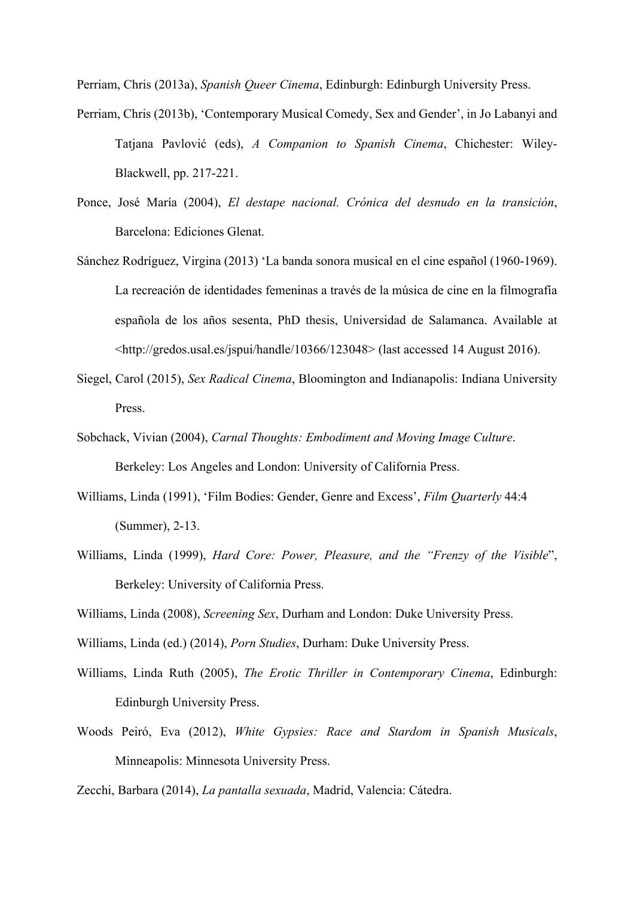Perriam, Chris (2013a), *Spanish Queer Cinema*, Edinburgh: Edinburgh University Press.

Perriam, Chris (2013b), 'Contemporary Musical Comedy, Sex and Gender', in Jo Labanyi and Tatjana Pavlović (eds), *A Companion to Spanish Cinema*, Chichester: Wiley-Blackwell, pp. 217-221.

Ponce, José María (2004), *El destape nacional. Crónica del desnudo en la transición*, Barcelona: Ediciones Glenat.

Sánchez Rodríguez, Virgina (2013) 'La banda sonora musical en el cine español (1960-1969). La recreación de identidades femeninas a través de la música de cine en la filmografía española de los años sesenta, PhD thesis, Universidad de Salamanca. Available at <http://gredos.usal.es/jspui/handle/10366/123048> (last accessed 14 August 2016).

Siegel, Carol (2015), *Sex Radical Cinema*, Bloomington and Indianapolis: Indiana University Press.

Sobchack, Vivian (2004), *Carnal Thoughts: Embodiment and Moving Image Culture*. Berkeley: Los Angeles and London: University of California Press.

Williams, Linda (1991), 'Film Bodies: Gender, Genre and Excess', *Film Quarterly* 44:4 (Summer), 2-13.

Williams, Linda (1999), *Hard Core: Power, Pleasure, and the "Frenzy of the Visible*", Berkeley: University of California Press.

Williams, Linda (2008), *Screening Sex*, Durham and London: Duke University Press.

Williams, Linda (ed.) (2014), *Porn Studies*, Durham: Duke University Press.

Williams, Linda Ruth (2005), *The Erotic Thriller in Contemporary Cinema*, Edinburgh: Edinburgh University Press.

Woods Peiró, Eva (2012), *White Gypsies: Race and Stardom in Spanish Musicals*, Minneapolis: Minnesota University Press.

Zecchi, Barbara (2014), *La pantalla sexuada*, Madrid, Valencia: Cátedra.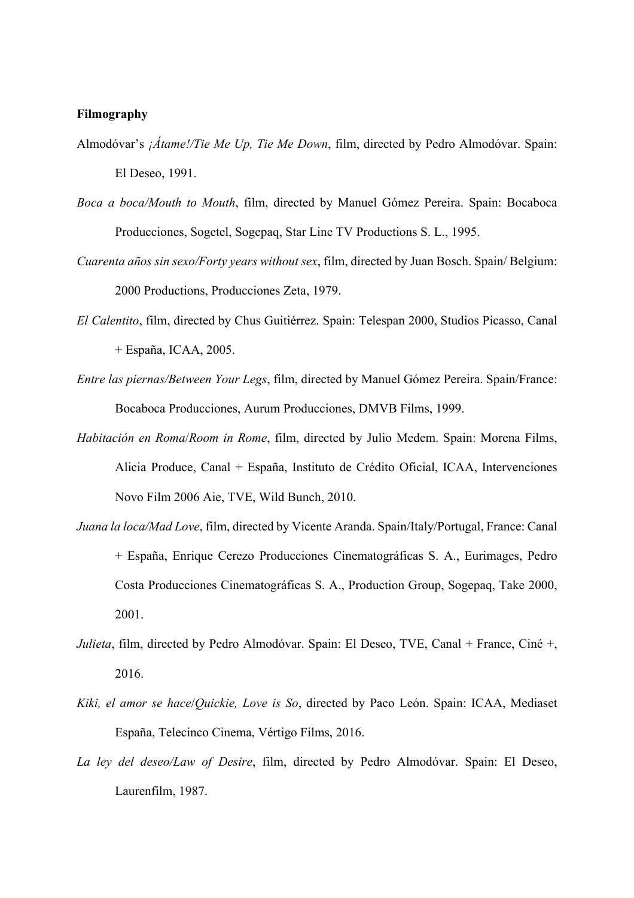**Filmography**

Almodóvar's *¡Átame!/Tie Me Up, Tie Me Down*, film, directed by Pedro Almodóvar. Spain: El Deseo, 1991.

*Boca a boca/Mouth to Mouth*, film, directed by Manuel Gómez Pereira. Spain: Bocaboca Producciones, Sogetel, Sogepaq, Star Line TV Productions S. L., 1995.

*Cuarenta años sin sexo/Forty years without sex*, film, directed by Juan Bosch. Spain/ Belgium: 2000 Productions, Producciones Zeta, 1979.

*El Calentito*, film, directed by Chus Guitiérrez. Spain: Telespan 2000, Studios Picasso, Canal + España, ICAA, 2005.

*Entre las piernas/Between Your Legs*, film, directed by Manuel Gómez Pereira. Spain/France: Bocaboca Producciones, Aurum Producciones, DMVB Films, 1999.

*Habitación en Roma*/*Room in Rome*, film, directed by Julio Medem. Spain: Morena Films, Alicia Produce, Canal + España, Instituto de Crédito Oficial, ICAA, Intervenciones Novo Film 2006 Aie, TVE, Wild Bunch, 2010.

*Juana la loca/Mad Love*, film, directed by Vicente Aranda. Spain/Italy/Portugal, France: Canal + España, Enrique Cerezo Producciones Cinematográficas S. A., Eurimages, Pedro Costa Producciones Cinematográficas S. A., Production Group, Sogepaq, Take 2000, 2001.

*Julieta*, film, directed by Pedro Almodóvar. Spain: El Deseo, TVE, Canal + France, Ciné +, 2016.

*Kiki, el amor se hace*/*Quickie, Love is So*, directed by Paco León. Spain: ICAA, Mediaset España, Telecinco Cinema, Vértigo Films, 2016.

*La ley del deseo/Law of Desire*, film, directed by Pedro Almodóvar. Spain: El Deseo, Laurenfilm, 1987.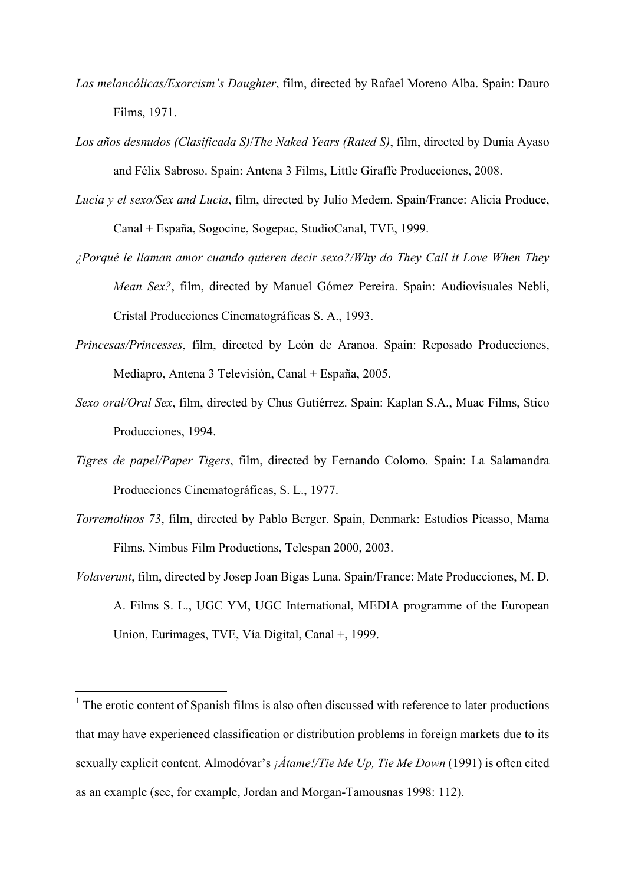*Las melancólicas/Exorcism's Daughter*, film, directed by Rafael Moreno Alba. Spain: Dauro Films, 1971.

*Los años desnudos (Clasificada S)/The Naked Years (Rated S)*, film, directed by Dunia Ayaso and Félix Sabroso. Spain: Antena 3 Films, Little Giraffe Producciones, 2008.

*Lucía y el sexo/Sex and Lucia*, film, directed by Julio Medem. Spain/France: Alicia Produce, Canal + España, Sogocine, Sogepac, StudioCanal, TVE, 1999.

*¿Porqué le llaman amor cuando quieren decir sexo?/Why do They Call it Love When They Mean Sex?*, film, directed by Manuel Gómez Pereira. Spain: Audiovisuales Nebli, Cristal Producciones Cinematográficas S. A., 1993.

*Princesas/Princesses*, film, directed by León de Aranoa. Spain: Reposado Producciones, Mediapro, Antena 3 Televisión, Canal + España, 2005.

*Sexo oral/Oral Sex*, film, directed by Chus Gutiérrez. Spain: Kaplan S.A., Muac Films, Stico Producciones, 1994.

*Tigres de papel/Paper Tigers*, film, directed by Fernando Colomo. Spain: La Salamandra Producciones Cinematográficas, S. L., 1977.

*Torremolinos 73*, film, directed by Pablo Berger. Spain, Denmark: Estudios Picasso, Mama Films, Nimbus Film Productions, Telespan 2000, 2003.

*Volaverunt*, film, directed by Josep Joan Bigas Luna. Spain/France: Mate Producciones, M. D. A. Films S. L., UGC YM, UGC International, MEDIA programme of the European Union, Eurimages, TVE, Vía Digital, Canal +, 1999.

---

[1] The erotic content of Spanish films is also often discussed with reference to later productions that may have experienced classification or distribution problems in foreign markets due to its sexually explicit content. Almodóvar's *¡Átame!/Tie Me Up, Tie Me Down* (1991) is often cited as an example (see, for example, Jordan and Morgan-Tamousnas 1998: 112).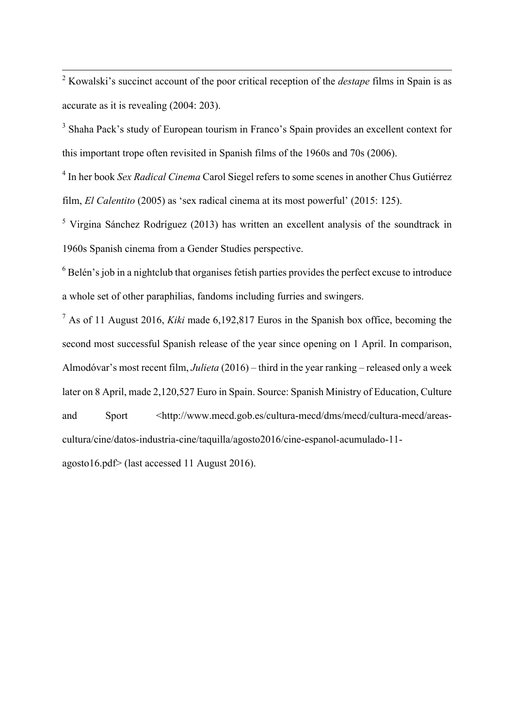[2] Kowalski's succinct account of the poor critical reception of the *destape* films in Spain is as accurate as it is revealing (2004: 203).

[3] Shaha Pack's study of European tourism in Franco's Spain provides an excellent context for this important trope often revisited in Spanish films of the 1960s and 70s (2006).

[4] In her book *Sex Radical Cinema* Carol Siegel refers to some scenes in another Chus Gutiérrez film, *El Calentito* (2005) as 'sex radical cinema at its most powerful' (2015: 125).

[5] Virgina Sánchez Rodríguez (2013) has written an excellent analysis of the soundtrack in 1960s Spanish cinema from a Gender Studies perspective.

[6] Belén's job in a nightclub that organises fetish parties provides the perfect excuse to introduce a whole set of other paraphilias, fandoms including furries and swingers.

[7] As of 11 August 2016, *Kiki* made 6,192,817 Euros in the Spanish box office, becoming the second most successful Spanish release of the year since opening on 1 April. In comparison, Almodóvar's most recent film, *Julieta* (2016) – third in the year ranking – released only a week later on 8 April, made 2,120,527 Euro in Spain. Source: Spanish Ministry of Education, Culture and Sport <http://www.mecd.gob.es/cultura-mecd/dms/mecd/cultura-mecd/areas-cultura/cine/datos-industria-cine/taquilla/agosto2016/cine-espanol-acumulado-11-agosto16.pdf> (last accessed 11 August 2016).